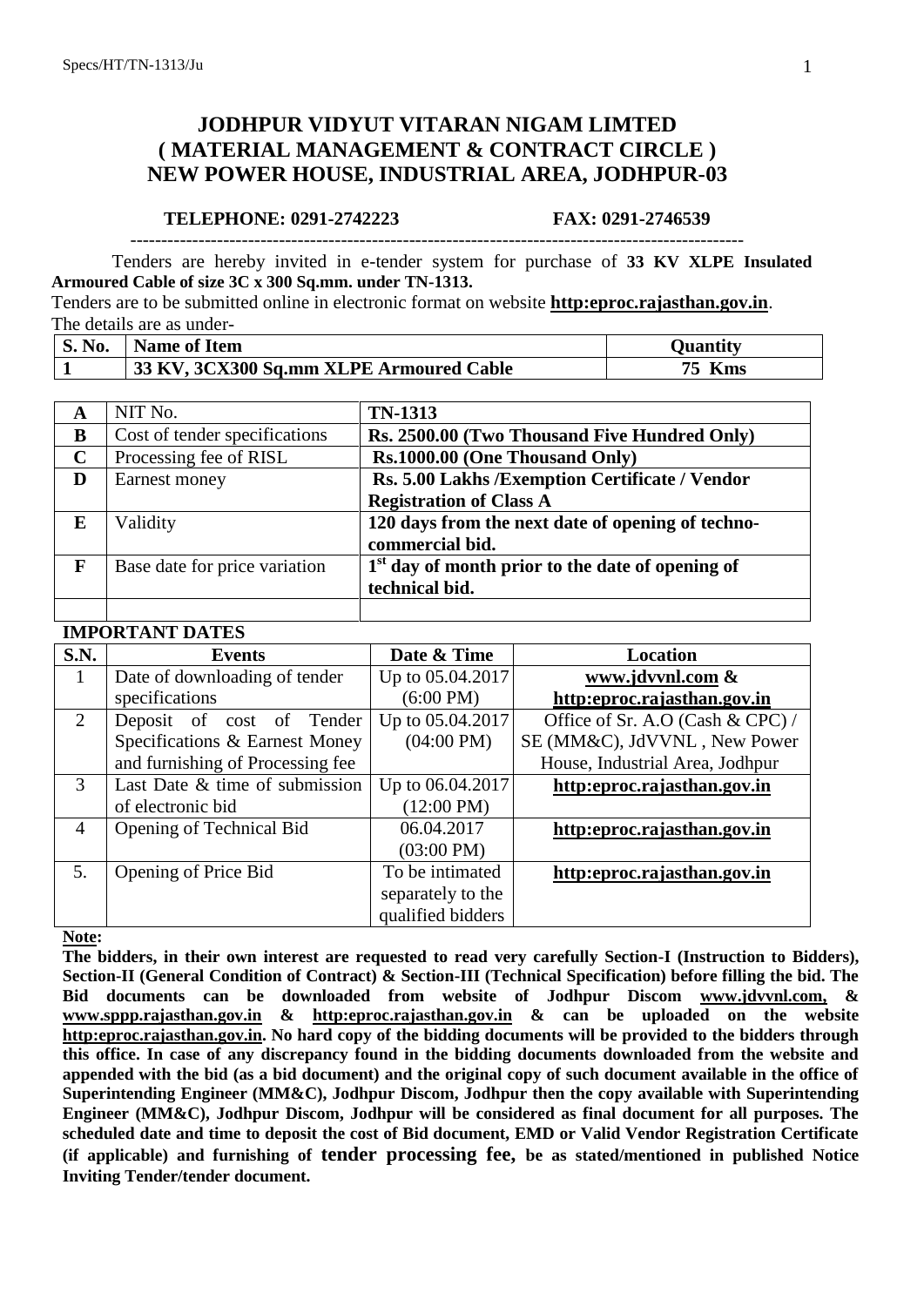# JODHPUR VIDYUT VITARAN NIGAM LIMTED
## ( MATERIAL MANAGEMENT & CONTRACT CIRCLE )
## NEW POWER HOUSE, INDUSTRIAL AREA, JODHPUR-03

**TELEPHONE: 0291-2742223** **FAX: 0291-2746539**

---

Tenders are hereby invited in e-tender system for purchase of **33 KV XLPE Insulated Armoured Cable of size 3C x 300 Sq.mm. under TN-1313.**

Tenders are to be submitted online in electronic format on website **http:eproc.rajasthan.gov.in**.

The details are as under-

| S. No. | Name of Item | Quantity |
|---|---|---|
| **1** | **33 KV, 3CX300 Sq.mm XLPE Armoured Cable** | **75 Kms** |

| | | |
|---|---|---|
| **A** | NIT No. | **TN-1313** |
| **B** | Cost of tender specifications | **Rs. 2500.00 (Two Thousand Five Hundred Only)** |
| **C** | Processing fee of RISL | **Rs.1000.00 (One Thousand Only)** |
| **D** | Earnest money | **Rs. 5.00 Lakhs /Exemption Certificate / Vendor Registration of Class A** |
| **E** | Validity | **120 days from the next date of opening of techno-commercial bid.** |
| **F** | Base date for price variation | **1st day of month prior to the date of opening of technical bid.** |
| | | |

**IMPORTANT DATES**

| S.N. | Events | Date & Time | Location |
|---|---|---|---|
| 1 | Date of downloading of tender specifications | Up to 05.04.2017 (6:00 PM) | **www.jdvvnl.com & http:eproc.rajasthan.gov.in** |
| 2 | Deposit of cost of Tender Specifications & Earnest Money and furnishing of Processing fee | Up to 05.04.2017 (04:00 PM) | Office of Sr. A.O (Cash & CPC) / SE (MM&C), JdVVNL , New Power House, Industrial Area, Jodhpur |
| 3 | Last Date & time of submission of electronic bid | Up to 06.04.2017 (12:00 PM) | **http:eproc.rajasthan.gov.in** |
| 4 | Opening of Technical Bid | 06.04.2017 (03:00 PM) | **http:eproc.rajasthan.gov.in** |
| 5. | Opening of Price Bid | To be intimated separately to the qualified bidders | **http:eproc.rajasthan.gov.in** |

**Note:**

**The bidders, in their own interest are requested to read very carefully Section-I (Instruction to Bidders), Section-II (General Condition of Contract) & Section-III (Technical Specification) before filling the bid. The Bid documents can be downloaded from website of Jodhpur Discom www.jdvvnl.com, & www.sppp.rajasthan.gov.in & http:eproc.rajasthan.gov.in & can be uploaded on the website http:eproc.rajasthan.gov.in. No hard copy of the bidding documents will be provided to the bidders through this office. In case of any discrepancy found in the bidding documents downloaded from the website and appended with the bid (as a bid document) and the original copy of such document available in the office of Superintending Engineer (MM&C), Jodhpur Discom, Jodhpur then the copy available with Superintending Engineer (MM&C), Jodhpur Discom, Jodhpur will be considered as final document for all purposes. The scheduled date and time to deposit the cost of Bid document, EMD or Valid Vendor Registration Certificate (if applicable) and furnishing of tender processing fee, be as stated/mentioned in published Notice Inviting Tender/tender document.**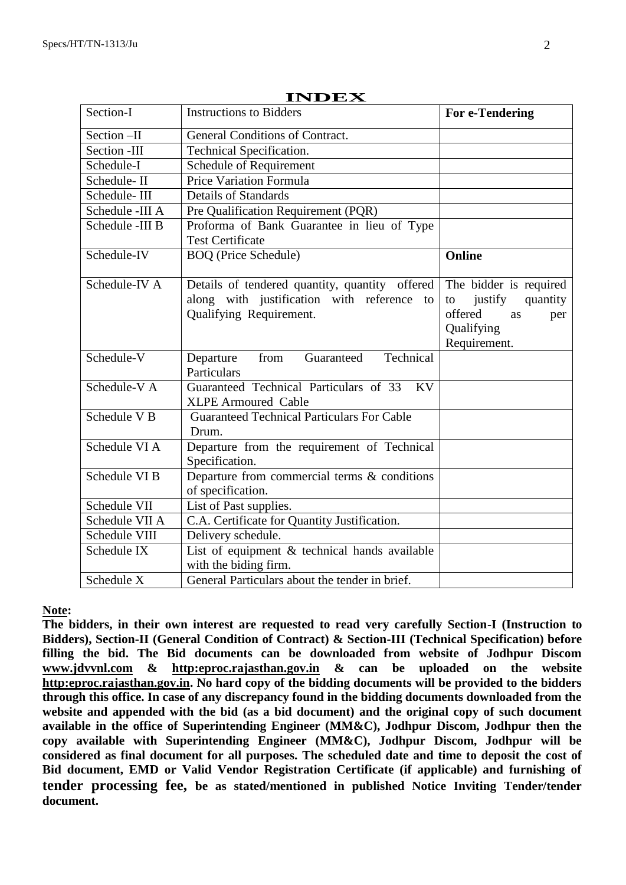# INDEX

| Section-I | Instructions to Bidders | **For e-Tendering** |
|---|---|---|
| Section –II | General Conditions of Contract. | |
| Section -III | Technical Specification. | |
| Schedule-I | Schedule of Requirement | |
| Schedule- II | Price Variation Formula | |
| Schedule- III | Details of Standards | |
| Schedule -III A | Pre Qualification Requirement (PQR) | |
| Schedule -III B | Proforma of Bank Guarantee in lieu of Type Test Certificate | |
| Schedule-IV | BOQ (Price Schedule) | **Online** |
| Schedule-IV A | Details of tendered quantity, quantity offered along with justification with reference to Qualifying Requirement. | The bidder is required to justify quantity offered as per Qualifying Requirement. |
| Schedule-V | Departure from Guaranteed Technical Particulars | |
| Schedule-V A | Guaranteed Technical Particulars of 33 KV XLPE Armoured Cable | |
| Schedule V B | Guaranteed Technical Particulars For Cable Drum. | |
| Schedule VI A | Departure from the requirement of Technical Specification. | |
| Schedule VI B | Departure from commercial terms & conditions of specification. | |
| Schedule VII | List of Past supplies. | |
| Schedule VII A | C.A. Certificate for Quantity Justification. | |
| Schedule VIII | Delivery schedule. | |
| Schedule IX | List of equipment & technical hands available with the biding firm. | |
| Schedule X | General Particulars about the tender in brief. | |

**Note:**

**The bidders, in their own interest are requested to read very carefully Section-I (Instruction to Bidders), Section-II (General Condition of Contract) & Section-III (Technical Specification) before filling the bid. The Bid documents can be downloaded from website of Jodhpur Discom www.jdvvnl.com & http:eproc.rajasthan.gov.in & can be uploaded on the website http:eproc.rajasthan.gov.in. No hard copy of the bidding documents will be provided to the bidders through this office. In case of any discrepancy found in the bidding documents downloaded from the website and appended with the bid (as a bid document) and the original copy of such document available in the office of Superintending Engineer (MM&C), Jodhpur Discom, Jodhpur then the copy available with Superintending Engineer (MM&C), Jodhpur Discom, Jodhpur will be considered as final document for all purposes. The scheduled date and time to deposit the cost of Bid document, EMD or Valid Vendor Registration Certificate (if applicable) and furnishing of tender processing fee, be as stated/mentioned in published Notice Inviting Tender/tender document.**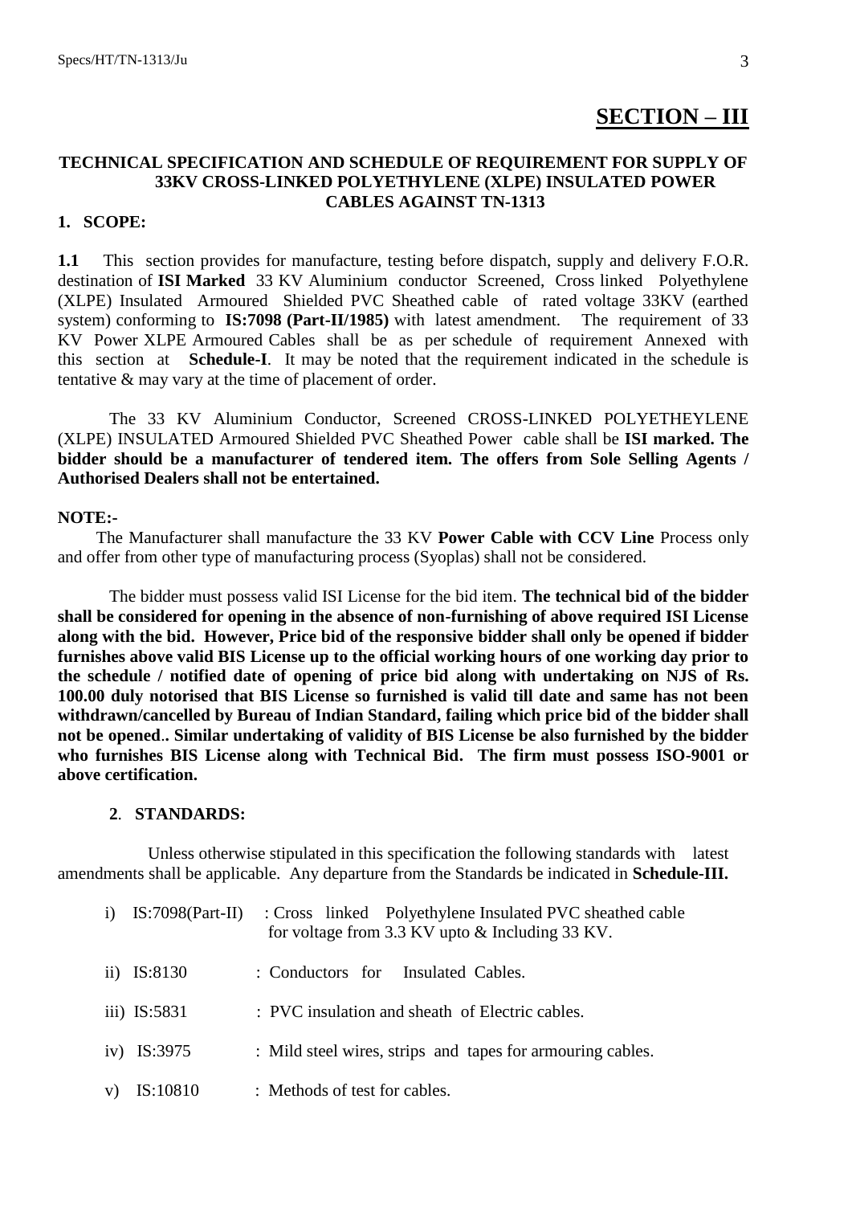# SECTION – III

**TECHNICAL SPECIFICATION AND SCHEDULE OF REQUIREMENT FOR SUPPLY OF 33KV CROSS-LINKED POLYETHYLENE (XLPE) INSULATED POWER CABLES AGAINST TN-1313**

## 1. SCOPE:

**1.1** This section provides for manufacture, testing before dispatch, supply and delivery F.O.R. destination of **ISI Marked** 33 KV Aluminium conductor Screened, Cross linked Polyethylene (XLPE) Insulated Armoured Shielded PVC Sheathed cable of rated voltage 33KV (earthed system) conforming to **IS:7098 (Part-II/1985)** with latest amendment. The requirement of 33 KV Power XLPE Armoured Cables shall be as per schedule of requirement Annexed with this section at **Schedule-I**. It may be noted that the requirement indicated in the schedule is tentative & may vary at the time of placement of order.

The 33 KV Aluminium Conductor, Screened CROSS-LINKED POLYETHEYLENE (XLPE) INSULATED Armoured Shielded PVC Sheathed Power cable shall be **ISI marked. The bidder should be a manufacturer of tendered item. The offers from Sole Selling Agents / Authorised Dealers shall not be entertained.**

**NOTE:-**

The Manufacturer shall manufacture the 33 KV **Power Cable with CCV Line** Process only and offer from other type of manufacturing process (Syoplas) shall not be considered.

The bidder must possess valid ISI License for the bid item. **The technical bid of the bidder shall be considered for opening in the absence of non-furnishing of above required ISI License along with the bid. However, Price bid of the responsive bidder shall only be opened if bidder furnishes above valid BIS License up to the official working hours of one working day prior to the schedule / notified date of opening of price bid along with undertaking on NJS of Rs. 100.00 duly notorised that BIS License so furnished is valid till date and same has not been withdrawn/cancelled by Bureau of Indian Standard, failing which price bid of the bidder shall not be opened.. Similar undertaking of validity of BIS License be also furnished by the bidder who furnishes BIS License along with Technical Bid. The firm must possess ISO-9001 or above certification.**

## 2. STANDARDS:

Unless otherwise stipulated in this specification the following standards with latest amendments shall be applicable. Any departure from the Standards be indicated in **Schedule-III.**

i) IS:7098(Part-II) : Cross linked Polyethylene Insulated PVC sheathed cable for voltage from 3.3 KV upto & Including 33 KV.

ii) IS:8130 : Conductors for Insulated Cables.

iii) IS:5831 : PVC insulation and sheath of Electric cables.

iv) IS:3975 : Mild steel wires, strips and tapes for armouring cables.

v) IS:10810 : Methods of test for cables.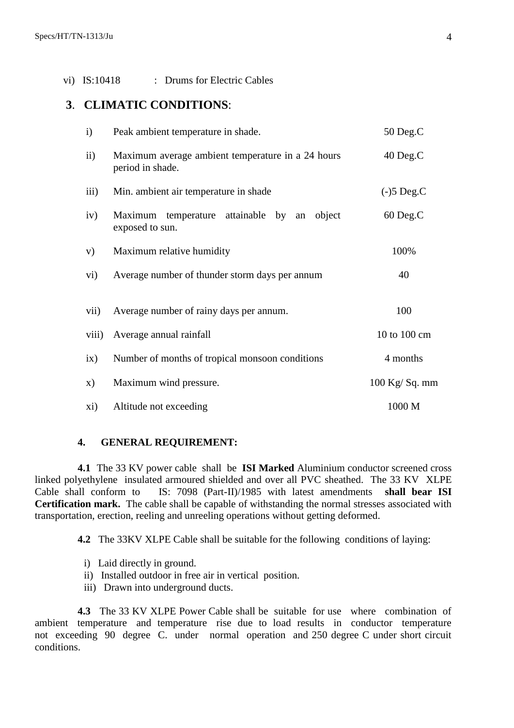vi) IS:10418 : Drums for Electric Cables

## 3. CLIMATIC CONDITIONS:

| | | |
|---|---|---|
| i) | Peak ambient temperature in shade. | 50 Deg.C |
| ii) | Maximum average ambient temperature in a 24 hours period in shade. | 40 Deg.C |
| iii) | Min. ambient air temperature in shade | (-)5 Deg.C |
| iv) | Maximum temperature attainable by an object exposed to sun. | 60 Deg.C |
| v) | Maximum relative humidity | 100% |
| vi) | Average number of thunder storm days per annum | 40 |
| vii) | Average number of rainy days per annum. | 100 |
| viii) | Average annual rainfall | 10 to 100 cm |
| ix) | Number of months of tropical monsoon conditions | 4 months |
| x) | Maximum wind pressure. | 100 Kg/ Sq. mm |
| xi) | Altitude not exceeding | 1000 M |

### 4. GENERAL REQUIREMENT:

**4.1** The 33 KV power cable shall be **ISI Marked** Aluminium conductor screened cross linked polyethylene insulated armoured shielded and over all PVC sheathed. The 33 KV XLPE Cable shall conform to IS: 7098 (Part-II)/1985 with latest amendments **shall bear ISI Certification mark.** The cable shall be capable of withstanding the normal stresses associated with transportation, erection, reeling and unreeling operations without getting deformed.

**4.2** The 33KV XLPE Cable shall be suitable for the following conditions of laying:

i) Laid directly in ground.
ii) Installed outdoor in free air in vertical position.
iii) Drawn into underground ducts.

**4.3** The 33 KV XLPE Power Cable shall be suitable for use where combination of ambient temperature and temperature rise due to load results in conductor temperature not exceeding 90 degree C. under normal operation and 250 degree C under short circuit conditions.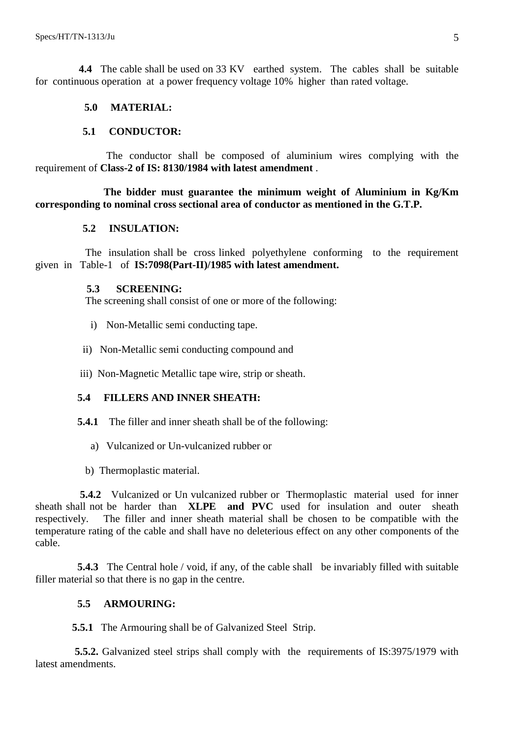**4.4** The cable shall be used on 33 KV earthed system. The cables shall be suitable for continuous operation at a power frequency voltage 10% higher than rated voltage.

## 5.0 MATERIAL:

### 5.1 CONDUCTOR:

The conductor shall be composed of aluminium wires complying with the requirement of **Class-2 of IS: 8130/1984 with latest amendment** .

**The bidder must guarantee the minimum weight of Aluminium in Kg/Km corresponding to nominal cross sectional area of conductor as mentioned in the G.T.P.**

### 5.2 INSULATION:

The insulation shall be cross linked polyethylene conforming to the requirement given in Table-1 of **IS:7098(Part-II)/1985 with latest amendment.**

### 5.3 SCREENING:

The screening shall consist of one or more of the following:

i) Non-Metallic semi conducting tape.

ii) Non-Metallic semi conducting compound and

iii) Non-Magnetic Metallic tape wire, strip or sheath.

### 5.4 FILLERS AND INNER SHEATH:

**5.4.1** The filler and inner sheath shall be of the following:

a) Vulcanized or Un-vulcanized rubber or

b) Thermoplastic material.

**5.4.2** Vulcanized or Un vulcanized rubber or Thermoplastic material used for inner sheath shall not be harder than **XLPE and PVC** used for insulation and outer sheath respectively. The filler and inner sheath material shall be chosen to be compatible with the temperature rating of the cable and shall have no deleterious effect on any other components of the cable.

**5.4.3** The Central hole / void, if any, of the cable shall be invariably filled with suitable filler material so that there is no gap in the centre.

### 5.5 ARMOURING:

**5.5.1** The Armouring shall be of Galvanized Steel Strip.

**5.5.2.** Galvanized steel strips shall comply with the requirements of IS:3975/1979 with latest amendments.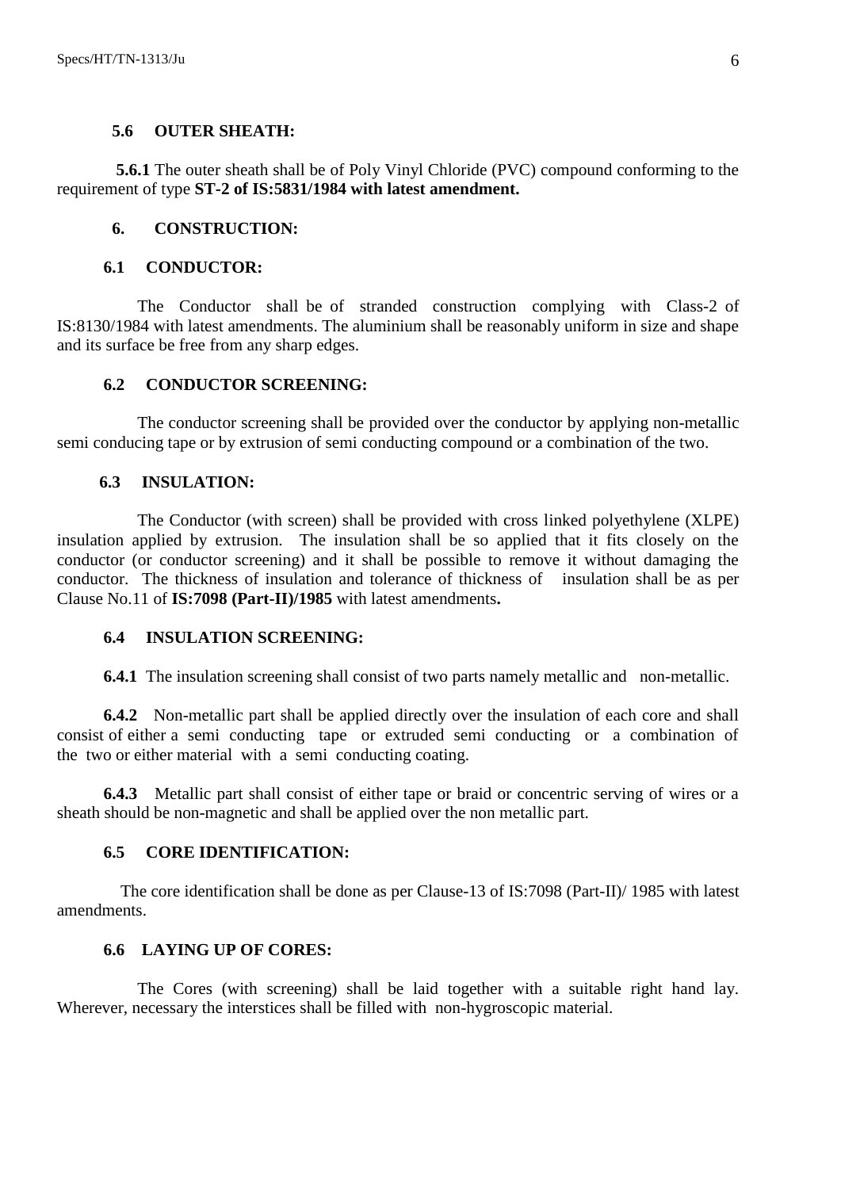### 5.6 OUTER SHEATH:

**5.6.1** The outer sheath shall be of Poly Vinyl Chloride (PVC) compound conforming to the requirement of type **ST-2 of IS:5831/1984 with latest amendment.**

## 6. CONSTRUCTION:

### 6.1 CONDUCTOR:

The Conductor shall be of stranded construction complying with Class-2 of IS:8130/1984 with latest amendments. The aluminium shall be reasonably uniform in size and shape and its surface be free from any sharp edges.

### 6.2 CONDUCTOR SCREENING:

The conductor screening shall be provided over the conductor by applying non-metallic semi conducing tape or by extrusion of semi conducting compound or a combination of the two.

### 6.3 INSULATION:

The Conductor (with screen) shall be provided with cross linked polyethylene (XLPE) insulation applied by extrusion. The insulation shall be so applied that it fits closely on the conductor (or conductor screening) and it shall be possible to remove it without damaging the conductor. The thickness of insulation and tolerance of thickness of insulation shall be as per Clause No.11 of **IS:7098 (Part-II)/1985** with latest amendments**.**

### 6.4 INSULATION SCREENING:

**6.4.1** The insulation screening shall consist of two parts namely metallic and non-metallic.

**6.4.2** Non-metallic part shall be applied directly over the insulation of each core and shall consist of either a semi conducting tape or extruded semi conducting or a combination of the two or either material with a semi conducting coating.

**6.4.3** Metallic part shall consist of either tape or braid or concentric serving of wires or a sheath should be non-magnetic and shall be applied over the non metallic part.

### 6.5 CORE IDENTIFICATION:

The core identification shall be done as per Clause-13 of IS:7098 (Part-II)/ 1985 with latest amendments.

### 6.6 LAYING UP OF CORES:

The Cores (with screening) shall be laid together with a suitable right hand lay. Wherever, necessary the interstices shall be filled with non-hygroscopic material.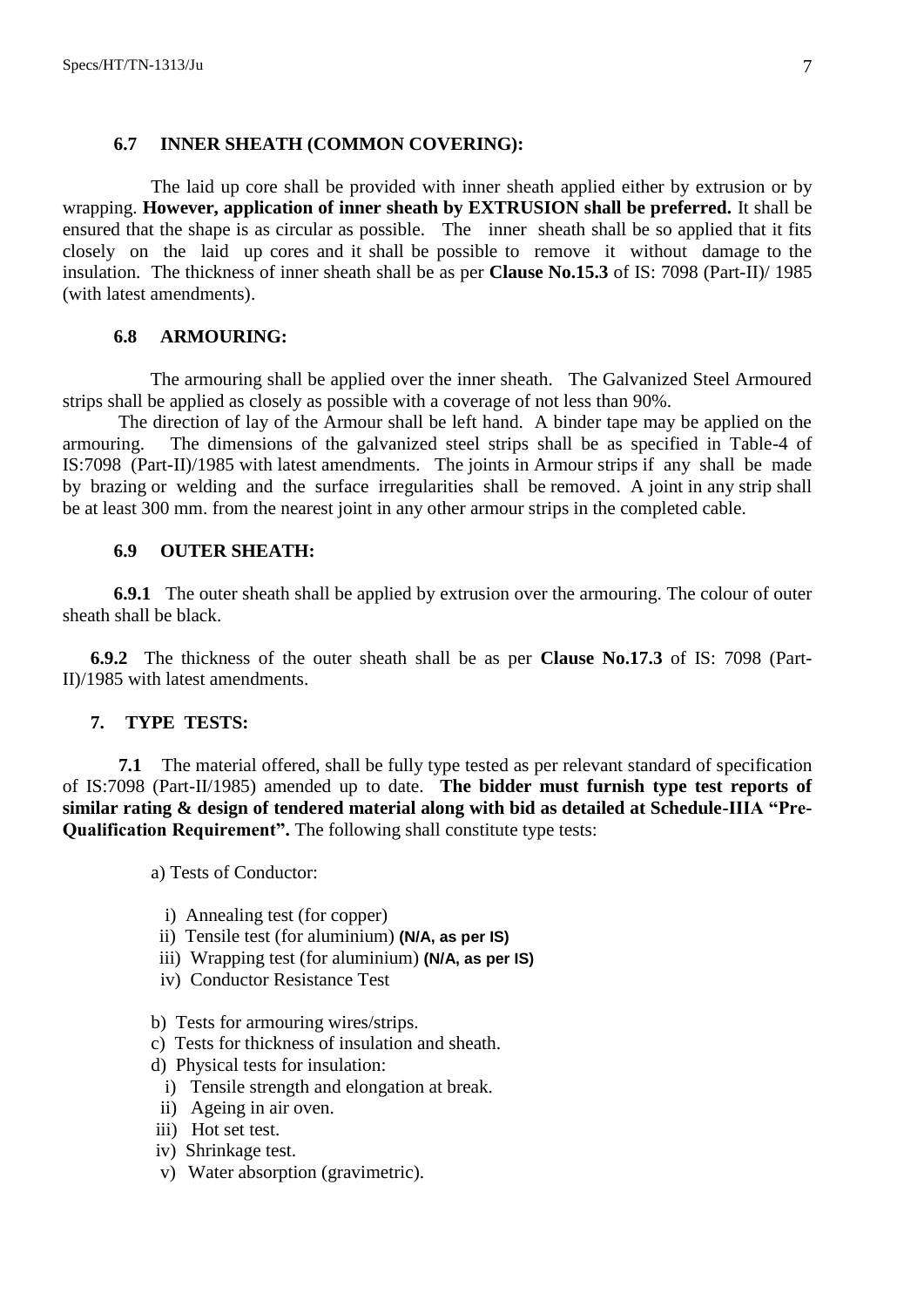### 6.7 INNER SHEATH (COMMON COVERING):

The laid up core shall be provided with inner sheath applied either by extrusion or by wrapping. **However, application of inner sheath by EXTRUSION shall be preferred.** It shall be ensured that the shape is as circular as possible. The inner sheath shall be so applied that it fits closely on the laid up cores and it shall be possible to remove it without damage to the insulation. The thickness of inner sheath shall be as per **Clause No.15.3** of IS: 7098 (Part-II)/ 1985 (with latest amendments).

### 6.8 ARMOURING:

The armouring shall be applied over the inner sheath. The Galvanized Steel Armoured strips shall be applied as closely as possible with a coverage of not less than 90%.

The direction of lay of the Armour shall be left hand. A binder tape may be applied on the armouring. The dimensions of the galvanized steel strips shall be as specified in Table-4 of IS:7098 (Part-II)/1985 with latest amendments. The joints in Armour strips if any shall be made by brazing or welding and the surface irregularities shall be removed. A joint in any strip shall be at least 300 mm. from the nearest joint in any other armour strips in the completed cable.

### 6.9 OUTER SHEATH:

**6.9.1** The outer sheath shall be applied by extrusion over the armouring. The colour of outer sheath shall be black.

**6.9.2** The thickness of the outer sheath shall be as per **Clause No.17.3** of IS: 7098 (Part-II)/1985 with latest amendments.

## 7. TYPE TESTS:

**7.1** The material offered, shall be fully type tested as per relevant standard of specification of IS:7098 (Part-II/1985) amended up to date. **The bidder must furnish type test reports of similar rating & design of tendered material along with bid as detailed at Schedule-IIIA "Pre-Qualification Requirement".** The following shall constitute type tests:

a) Tests of Conductor:

  i) Annealing test (for copper)
  ii) Tensile test (for aluminium) **(N/A, as per IS)**
  iii) Wrapping test (for aluminium) **(N/A, as per IS)**
  iv) Conductor Resistance Test

b) Tests for armouring wires/strips.

c) Tests for thickness of insulation and sheath.

d) Physical tests for insulation:

  i) Tensile strength and elongation at break.
  ii) Ageing in air oven.
  iii) Hot set test.
  iv) Shrinkage test.
  v) Water absorption (gravimetric).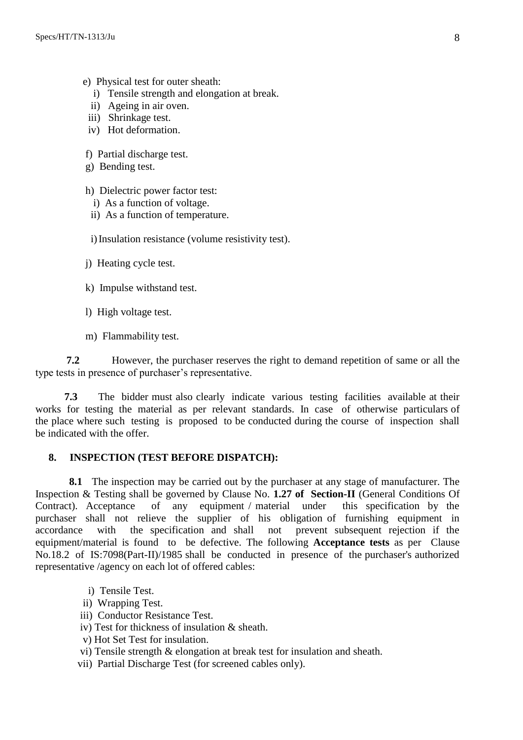e) Physical test for outer sheath:
   - i) Tensile strength and elongation at break.
   - ii) Ageing in air oven.
   - iii) Shrinkage test.
   - iv) Hot deformation.

f) Partial discharge test.

g) Bending test.

h) Dielectric power factor test:
   - i) As a function of voltage.
   - ii) As a function of temperature.

i) Insulation resistance (volume resistivity test).

j) Heating cycle test.

k) Impulse withstand test.

l) High voltage test.

m) Flammability test.

**7.2** However, the purchaser reserves the right to demand repetition of same or all the type tests in presence of purchaser's representative.

**7.3** The bidder must also clearly indicate various testing facilities available at their works for testing the material as per relevant standards. In case of otherwise particulars of the place where such testing is proposed to be conducted during the course of inspection shall be indicated with the offer.

## 8. INSPECTION (TEST BEFORE DISPATCH):

**8.1** The inspection may be carried out by the purchaser at any stage of manufacturer. The Inspection & Testing shall be governed by Clause No. **1.27 of Section-II** (General Conditions Of Contract). Acceptance of any equipment / material under this specification by the purchaser shall not relieve the supplier of his obligation of furnishing equipment in accordance with the specification and shall not prevent subsequent rejection if the equipment/material is found to be defective. The following **Acceptance tests** as per Clause No.18.2 of IS:7098(Part-II)/1985 shall be conducted in presence of the purchaser's authorized representative /agency on each lot of offered cables:

- i) Tensile Test.
- ii) Wrapping Test.
- iii) Conductor Resistance Test.
- iv) Test for thickness of insulation & sheath.
- v) Hot Set Test for insulation.
- vi) Tensile strength & elongation at break test for insulation and sheath.
- vii) Partial Discharge Test (for screened cables only).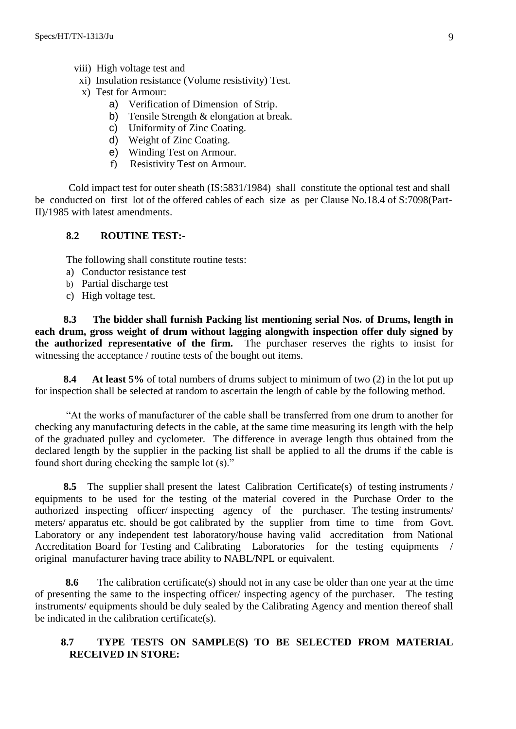viii) High voltage test and

xi) Insulation resistance (Volume resistivity) Test.

x) Test for Armour:

a) Verification of Dimension of Strip.
b) Tensile Strength & elongation at break.
c) Uniformity of Zinc Coating.
d) Weight of Zinc Coating.
e) Winding Test on Armour.
f) Resistivity Test on Armour.

Cold impact test for outer sheath (IS:5831/1984) shall constitute the optional test and shall be conducted on first lot of the offered cables of each size as per Clause No.18.4 of S:7098(Part-II)/1985 with latest amendments.

**8.2 ROUTINE TEST:-**

The following shall constitute routine tests:

a) Conductor resistance test
b) Partial discharge test
c) High voltage test.

**8.3 The bidder shall furnish Packing list mentioning serial Nos. of Drums, length in each drum, gross weight of drum without lagging alongwith inspection offer duly signed by the authorized representative of the firm.** The purchaser reserves the rights to insist for witnessing the acceptance / routine tests of the bought out items.

**8.4 At least 5%** of total numbers of drums subject to minimum of two (2) in the lot put up for inspection shall be selected at random to ascertain the length of cable by the following method.

"At the works of manufacturer of the cable shall be transferred from one drum to another for checking any manufacturing defects in the cable, at the same time measuring its length with the help of the graduated pulley and cyclometer. The difference in average length thus obtained from the declared length by the supplier in the packing list shall be applied to all the drums if the cable is found short during checking the sample lot (s)."

**8.5** The supplier shall present the latest Calibration Certificate(s) of testing instruments / equipments to be used for the testing of the material covered in the Purchase Order to the authorized inspecting officer/ inspecting agency of the purchaser. The testing instruments/ meters/ apparatus etc. should be got calibrated by the supplier from time to time from Govt. Laboratory or any independent test laboratory/house having valid accreditation from National Accreditation Board for Testing and Calibrating Laboratories for the testing equipments / original manufacturer having trace ability to NABL/NPL or equivalent.

**8.6** The calibration certificate(s) should not in any case be older than one year at the time of presenting the same to the inspecting officer/ inspecting agency of the purchaser. The testing instruments/ equipments should be duly sealed by the Calibrating Agency and mention thereof shall be indicated in the calibration certificate(s).

**8.7 TYPE TESTS ON SAMPLE(S) TO BE SELECTED FROM MATERIAL RECEIVED IN STORE:**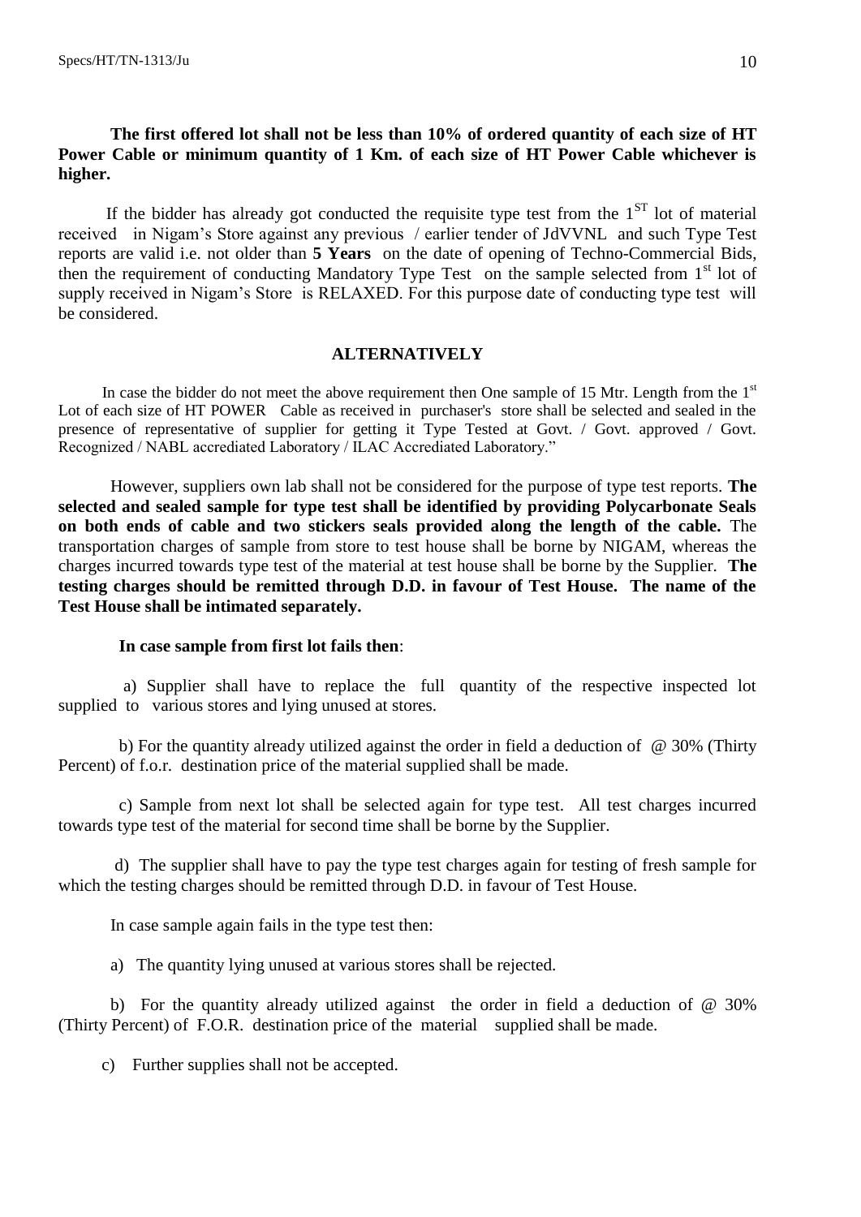**The first offered lot shall not be less than 10% of ordered quantity of each size of HT Power Cable or minimum quantity of 1 Km. of each size of HT Power Cable whichever is higher.**

If the bidder has already got conducted the requisite type test from the 1[ST] lot of material received in Nigam's Store against any previous / earlier tender of JdVVNL and such Type Test reports are valid i.e. not older than **5 Years** on the date of opening of Techno-Commercial Bids, then the requirement of conducting Mandatory Type Test on the sample selected from 1[st] lot of supply received in Nigam's Store is RELAXED. For this purpose date of conducting type test will be considered.

**ALTERNATIVELY**

In case the bidder do not meet the above requirement then One sample of 15 Mtr. Length from the 1[st] Lot of each size of HT POWER Cable as received in purchaser's store shall be selected and sealed in the presence of representative of supplier for getting it Type Tested at Govt. / Govt. approved / Govt. Recognized / NABL accrediated Laboratory / ILAC Accrediated Laboratory."

However, suppliers own lab shall not be considered for the purpose of type test reports. **The selected and sealed sample for type test shall be identified by providing Polycarbonate Seals on both ends of cable and two stickers seals provided along the length of the cable.** The transportation charges of sample from store to test house shall be borne by NIGAM, whereas the charges incurred towards type test of the material at test house shall be borne by the Supplier. **The testing charges should be remitted through D.D. in favour of Test House. The name of the Test House shall be intimated separately.**

**In case sample from first lot fails then**:

a) Supplier shall have to replace the full quantity of the respective inspected lot supplied to various stores and lying unused at stores.

b) For the quantity already utilized against the order in field a deduction of @ 30% (Thirty Percent) of f.o.r. destination price of the material supplied shall be made.

c) Sample from next lot shall be selected again for type test. All test charges incurred towards type test of the material for second time shall be borne by the Supplier.

d) The supplier shall have to pay the type test charges again for testing of fresh sample for which the testing charges should be remitted through D.D. in favour of Test House.

In case sample again fails in the type test then:

a) The quantity lying unused at various stores shall be rejected.

b) For the quantity already utilized against the order in field a deduction of @ 30% (Thirty Percent) of F.O.R. destination price of the material supplied shall be made.

c) Further supplies shall not be accepted.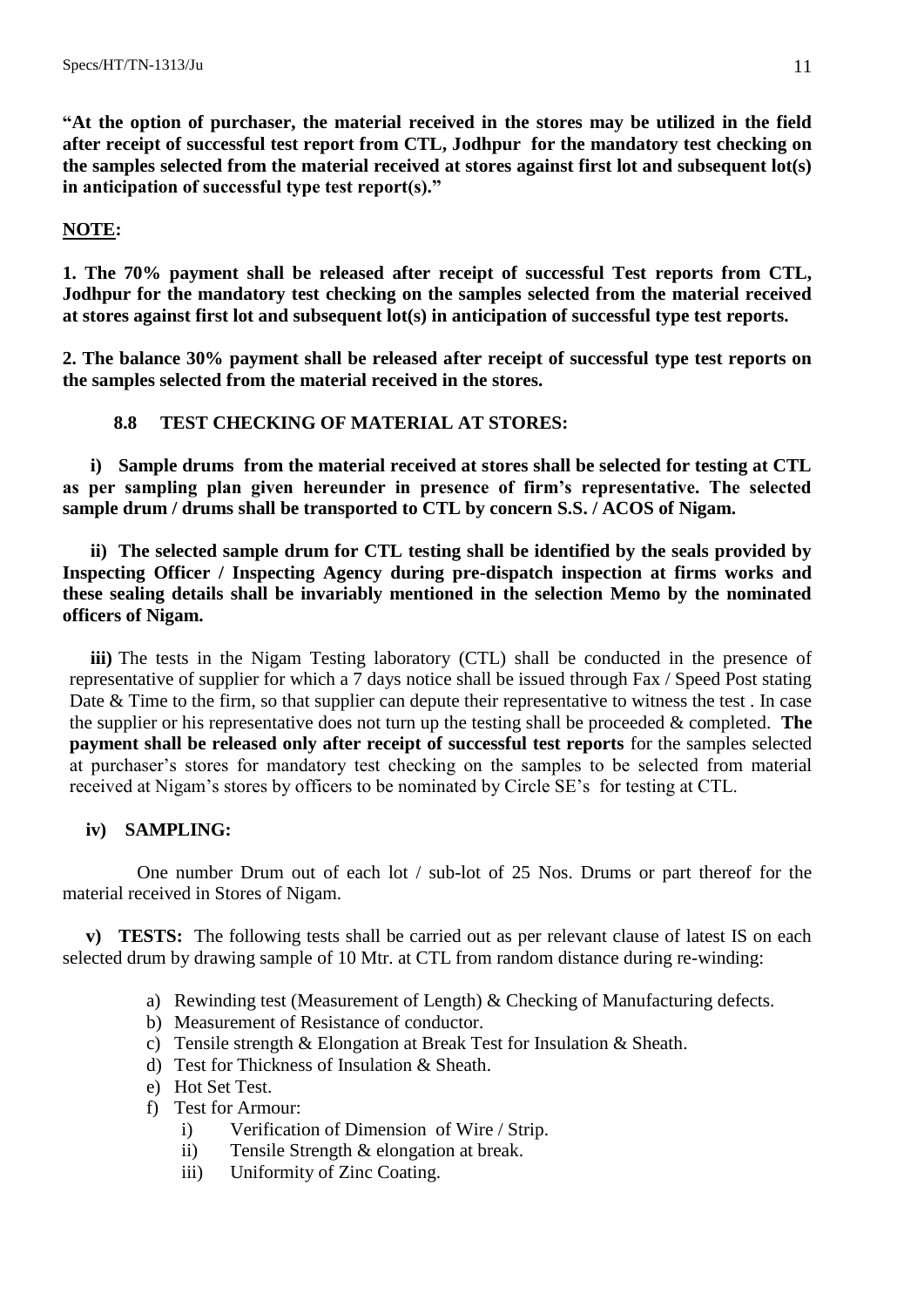**"At the option of purchaser, the material received in the stores may be utilized in the field after receipt of successful test report from CTL, Jodhpur for the mandatory test checking on the samples selected from the material received at stores against first lot and subsequent lot(s) in anticipation of successful type test report(s)."**

**NOTE:**

**1. The 70% payment shall be released after receipt of successful Test reports from CTL, Jodhpur for the mandatory test checking on the samples selected from the material received at stores against first lot and subsequent lot(s) in anticipation of successful type test reports.**

**2. The balance 30% payment shall be released after receipt of successful type test reports on the samples selected from the material received in the stores.**

### 8.8 TEST CHECKING OF MATERIAL AT STORES:

**i) Sample drums from the material received at stores shall be selected for testing at CTL as per sampling plan given hereunder in presence of firm's representative. The selected sample drum / drums shall be transported to CTL by concern S.S. / ACOS of Nigam.**

**ii) The selected sample drum for CTL testing shall be identified by the seals provided by Inspecting Officer / Inspecting Agency during pre-dispatch inspection at firms works and these sealing details shall be invariably mentioned in the selection Memo by the nominated officers of Nigam.**

**iii)** The tests in the Nigam Testing laboratory (CTL) shall be conducted in the presence of representative of supplier for which a 7 days notice shall be issued through Fax / Speed Post stating Date & Time to the firm, so that supplier can depute their representative to witness the test . In case the supplier or his representative does not turn up the testing shall be proceeded & completed. **The payment shall be released only after receipt of successful test reports** for the samples selected at purchaser's stores for mandatory test checking on the samples to be selected from material received at Nigam's stores by officers to be nominated by Circle SE's for testing at CTL.

**iv) SAMPLING:**

One number Drum out of each lot / sub-lot of 25 Nos. Drums or part thereof for the material received in Stores of Nigam.

**v) TESTS:** The following tests shall be carried out as per relevant clause of latest IS on each selected drum by drawing sample of 10 Mtr. at CTL from random distance during re-winding:

a) Rewinding test (Measurement of Length) & Checking of Manufacturing defects.
b) Measurement of Resistance of conductor.
c) Tensile strength & Elongation at Break Test for Insulation & Sheath.
d) Test for Thickness of Insulation & Sheath.
e) Hot Set Test.
f) Test for Armour:
   i) Verification of Dimension of Wire / Strip.
   ii) Tensile Strength & elongation at break.
   iii) Uniformity of Zinc Coating.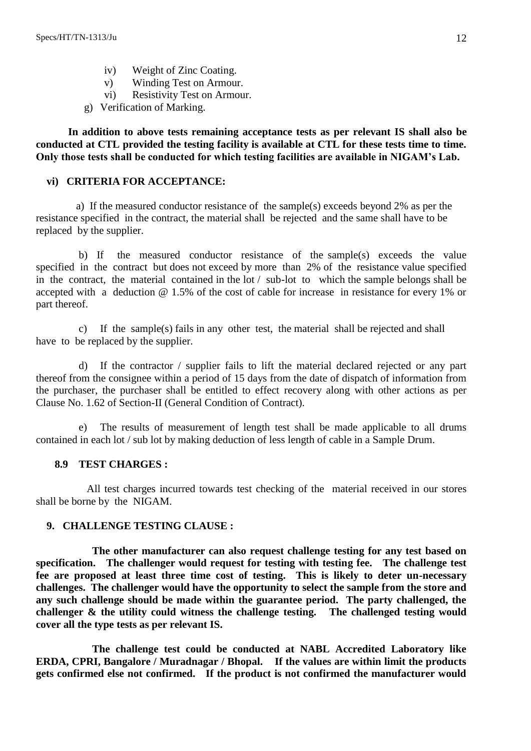iv) Weight of Zinc Coating.
v) Winding Test on Armour.
vi) Resistivity Test on Armour.

g) Verification of Marking.

**In addition to above tests remaining acceptance tests as per relevant IS shall also be conducted at CTL provided the testing facility is available at CTL for these tests time to time. Only those tests shall be conducted for which testing facilities are available in NIGAM's Lab.**

**vi) CRITERIA FOR ACCEPTANCE:**

a) If the measured conductor resistance of the sample(s) exceeds beyond 2% as per the resistance specified in the contract, the material shall be rejected and the same shall have to be replaced by the supplier.

b) If the measured conductor resistance of the sample(s) exceeds the value specified in the contract but does not exceed by more than 2% of the resistance value specified in the contract, the material contained in the lot / sub-lot to which the sample belongs shall be accepted with a deduction @ 1.5% of the cost of cable for increase in resistance for every 1% or part thereof.

c) If the sample(s) fails in any other test, the material shall be rejected and shall have to be replaced by the supplier.

d) If the contractor / supplier fails to lift the material declared rejected or any part thereof from the consignee within a period of 15 days from the date of dispatch of information from the purchaser, the purchaser shall be entitled to effect recovery along with other actions as per Clause No. 1.62 of Section-II (General Condition of Contract).

e) The results of measurement of length test shall be made applicable to all drums contained in each lot / sub lot by making deduction of less length of cable in a Sample Drum.

**8.9 TEST CHARGES :**

All test charges incurred towards test checking of the material received in our stores shall be borne by the NIGAM.

**9. CHALLENGE TESTING CLAUSE :**

**The other manufacturer can also request challenge testing for any test based on specification. The challenger would request for testing with testing fee. The challenge test fee are proposed at least three time cost of testing. This is likely to deter un-necessary challenges. The challenger would have the opportunity to select the sample from the store and any such challenge should be made within the guarantee period. The party challenged, the challenger & the utility could witness the challenge testing. The challenged testing would cover all the type tests as per relevant IS.**

**The challenge test could be conducted at NABL Accredited Laboratory like ERDA, CPRI, Bangalore / Muradnagar / Bhopal. If the values are within limit the products gets confirmed else not confirmed. If the product is not confirmed the manufacturer would**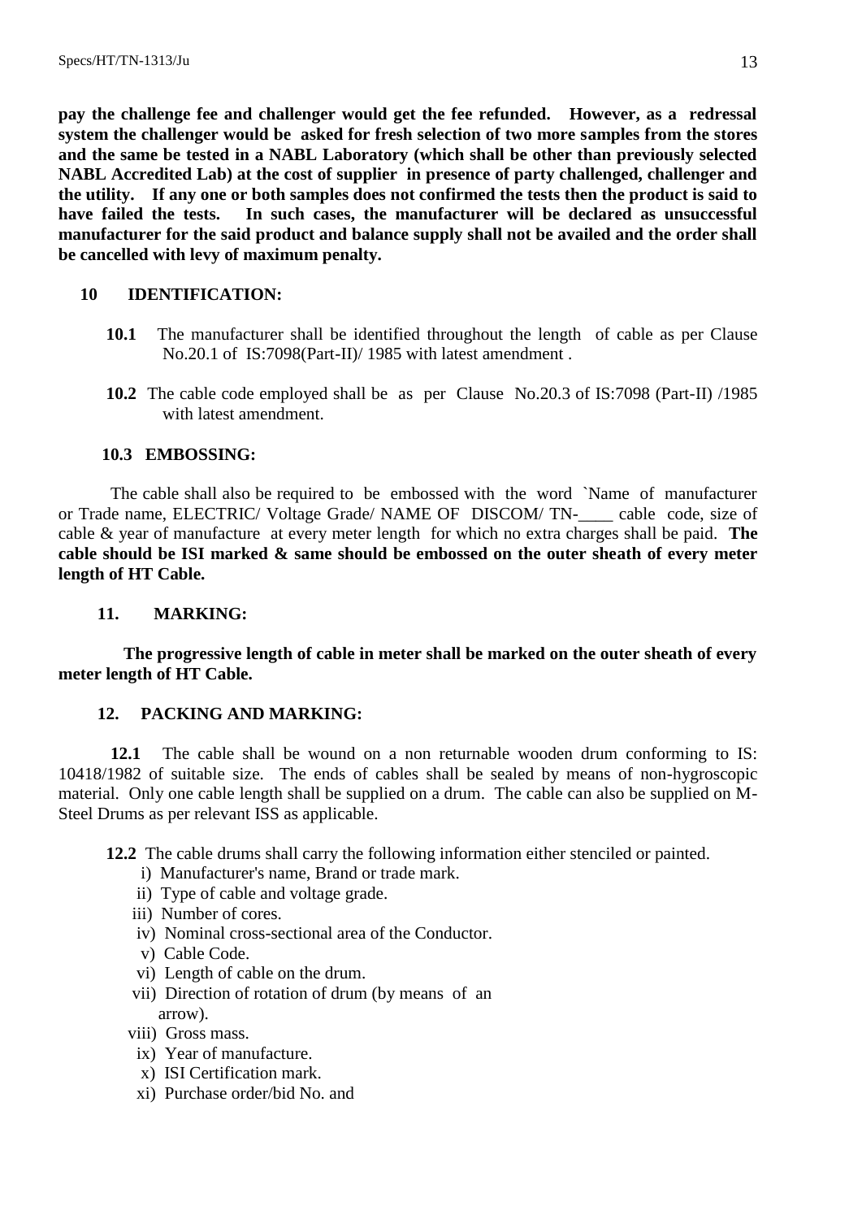**pay the challenge fee and challenger would get the fee refunded. However, as a redressal system the challenger would be asked for fresh selection of two more samples from the stores and the same be tested in a NABL Laboratory (which shall be other than previously selected NABL Accredited Lab) at the cost of supplier in presence of party challenged, challenger and the utility. If any one or both samples does not confirmed the tests then the product is said to have failed the tests. In such cases, the manufacturer will be declared as unsuccessful manufacturer for the said product and balance supply shall not be availed and the order shall be cancelled with levy of maximum penalty.**

## 10 IDENTIFICATION:

**10.1** The manufacturer shall be identified throughout the length of cable as per Clause No.20.1 of IS:7098(Part-II)/ 1985 with latest amendment .

**10.2** The cable code employed shall be as per Clause No.20.3 of IS:7098 (Part-II) /1985 with latest amendment.

### 10.3 EMBOSSING:

The cable shall also be required to be embossed with the word `Name of manufacturer or Trade name, ELECTRIC/ Voltage Grade/ NAME OF DISCOM/ TN-____ cable code, size of cable & year of manufacture at every meter length for which no extra charges shall be paid. **The cable should be ISI marked & same should be embossed on the outer sheath of every meter length of HT Cable.**

## 11. MARKING:

**The progressive length of cable in meter shall be marked on the outer sheath of every meter length of HT Cable.**

## 12. PACKING AND MARKING:

**12.1** The cable shall be wound on a non returnable wooden drum conforming to IS: 10418/1982 of suitable size. The ends of cables shall be sealed by means of non-hygroscopic material. Only one cable length shall be supplied on a drum. The cable can also be supplied on M-Steel Drums as per relevant ISS as applicable.

**12.2** The cable drums shall carry the following information either stenciled or painted.

i) Manufacturer's name, Brand or trade mark.
ii) Type of cable and voltage grade.
iii) Number of cores.
iv) Nominal cross-sectional area of the Conductor.
v) Cable Code.
vi) Length of cable on the drum.
vii) Direction of rotation of drum (by means of an arrow).
viii) Gross mass.
ix) Year of manufacture.
x) ISI Certification mark.
xi) Purchase order/bid No. and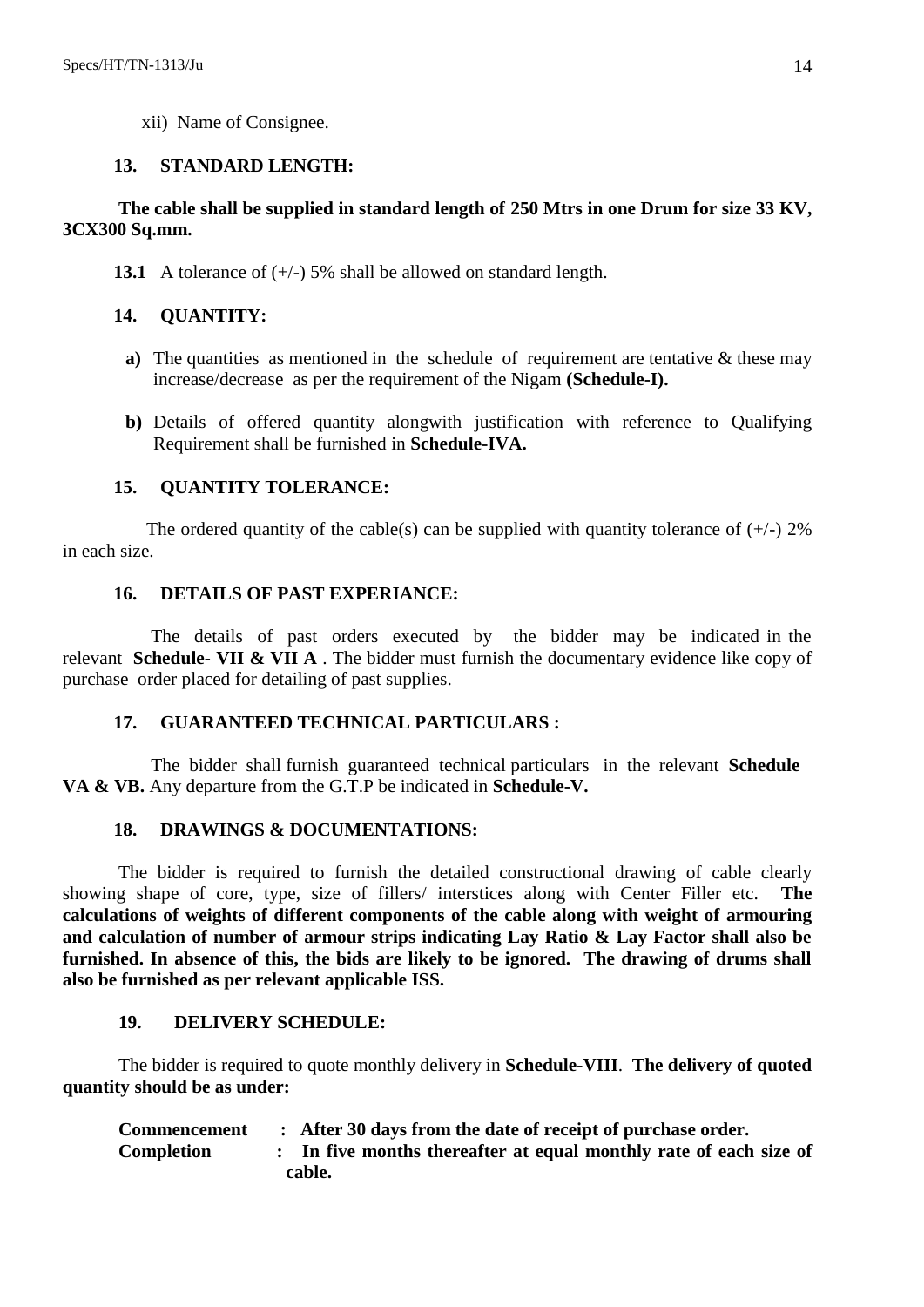xii) Name of Consignee.

## 13. STANDARD LENGTH:

**The cable shall be supplied in standard length of 250 Mtrs in one Drum for size 33 KV, 3CX300 Sq.mm.**

**13.1** A tolerance of (+/-) 5% shall be allowed on standard length.

## 14. QUANTITY:

**a)** The quantities as mentioned in the schedule of requirement are tentative & these may increase/decrease as per the requirement of the Nigam **(Schedule-I).**

**b)** Details of offered quantity alongwith justification with reference to Qualifying Requirement shall be furnished in **Schedule-IVA.**

## 15. QUANTITY TOLERANCE:

The ordered quantity of the cable(s) can be supplied with quantity tolerance of (+/-) 2% in each size.

## 16. DETAILS OF PAST EXPERIANCE:

The details of past orders executed by the bidder may be indicated in the relevant **Schedule- VII & VII A** . The bidder must furnish the documentary evidence like copy of purchase order placed for detailing of past supplies.

## 17. GUARANTEED TECHNICAL PARTICULARS :

The bidder shall furnish guaranteed technical particulars in the relevant **Schedule VA & VB.** Any departure from the G.T.P be indicated in **Schedule-V.**

## 18. DRAWINGS & DOCUMENTATIONS:

The bidder is required to furnish the detailed constructional drawing of cable clearly showing shape of core, type, size of fillers/ interstices along with Center Filler etc. **The calculations of weights of different components of the cable along with weight of armouring and calculation of number of armour strips indicating Lay Ratio & Lay Factor shall also be furnished. In absence of this, the bids are likely to be ignored. The drawing of drums shall also be furnished as per relevant applicable ISS.**

## 19. DELIVERY SCHEDULE:

The bidder is required to quote monthly delivery in **Schedule-VIII**. **The delivery of quoted quantity should be as under:**

**Commencement : After 30 days from the date of receipt of purchase order.**

**Completion : In five months thereafter at equal monthly rate of each size of cable.**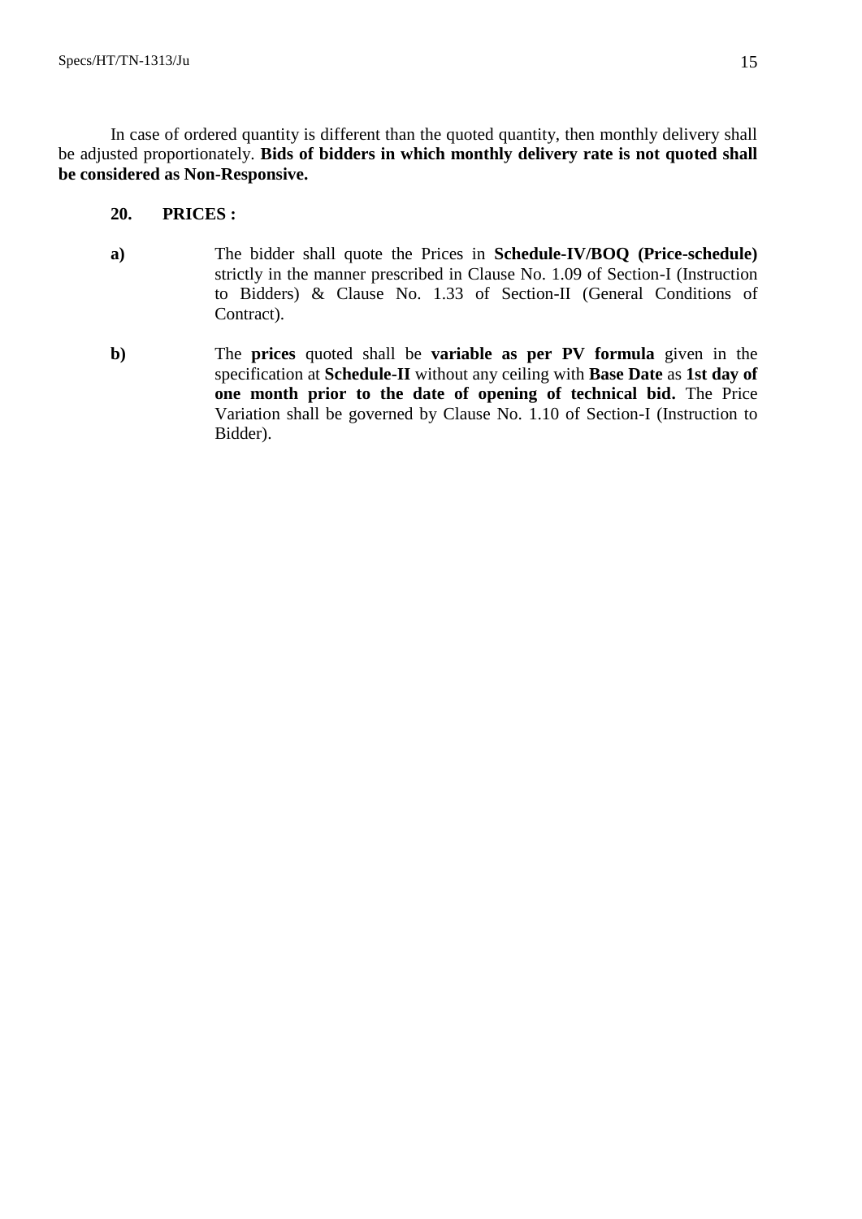In case of ordered quantity is different than the quoted quantity, then monthly delivery shall be adjusted proportionately. **Bids of bidders in which monthly delivery rate is not quoted shall be considered as Non-Responsive.**

**20. PRICES :**

**a)** The bidder shall quote the Prices in **Schedule-IV/BOQ (Price-schedule)** strictly in the manner prescribed in Clause No. 1.09 of Section-I (Instruction to Bidders) & Clause No. 1.33 of Section-II (General Conditions of Contract).

**b)** The **prices** quoted shall be **variable as per PV formula** given in the specification at **Schedule-II** without any ceiling with **Base Date** as **1st day of one month prior to the date of opening of technical bid.** The Price Variation shall be governed by Clause No. 1.10 of Section-I (Instruction to Bidder).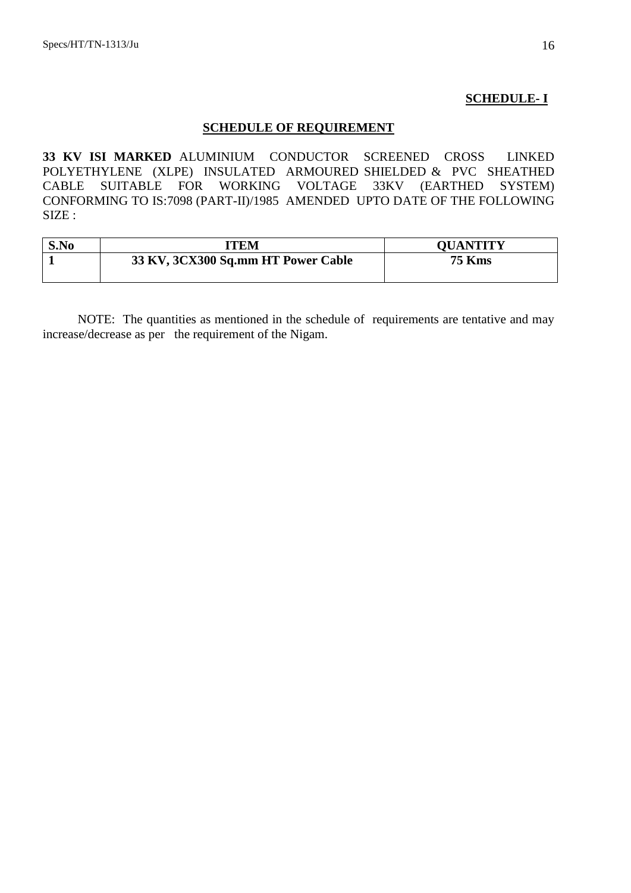**SCHEDULE- I**

## SCHEDULE OF REQUIREMENT

**33 KV ISI MARKED** ALUMINIUM CONDUCTOR SCREENED CROSS LINKED POLYETHYLENE (XLPE) INSULATED ARMOURED SHIELDED & PVC SHEATHED CABLE SUITABLE FOR WORKING VOLTAGE 33KV (EARTHED SYSTEM) CONFORMING TO IS:7098 (PART-II)/1985 AMENDED UPTO DATE OF THE FOLLOWING SIZE :

| S.No | ITEM | QUANTITY |
|---|---|---|
| **1** | **33 KV, 3CX300 Sq.mm HT Power Cable** | **75 Kms** |

NOTE: The quantities as mentioned in the schedule of requirements are tentative and may increase/decrease as per the requirement of the Nigam.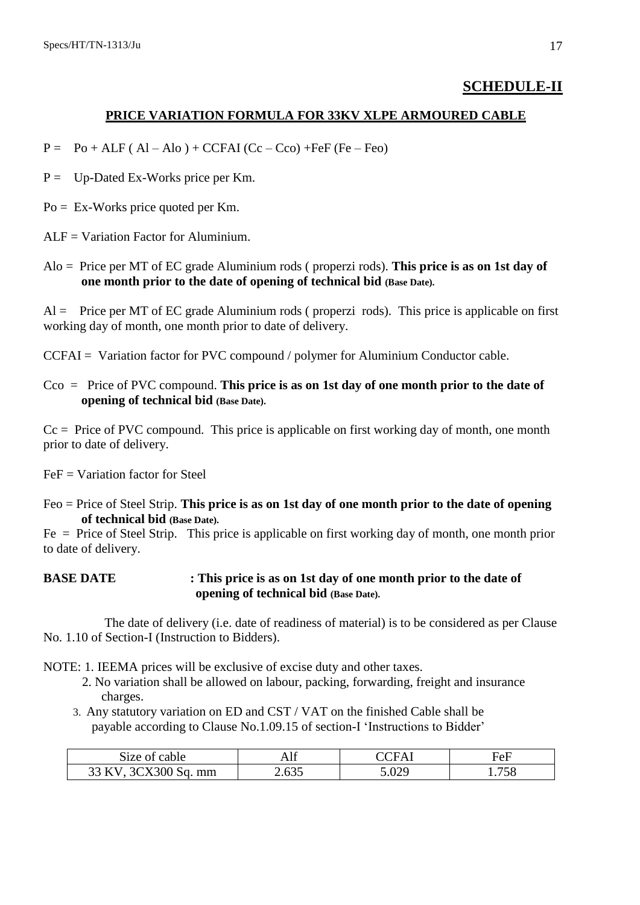## SCHEDULE-II

### PRICE VARIATION FORMULA FOR 33KV XLPE ARMOURED CABLE

P = Po + ALF ( Al – Alo ) + CCFAI (Cc – Cco) +FeF (Fe – Feo)

P = Up-Dated Ex-Works price per Km.

Po = Ex-Works price quoted per Km.

ALF = Variation Factor for Aluminium.

Alo = Price per MT of EC grade Aluminium rods ( properzi rods). **This price is as on 1st day of one month prior to the date of opening of technical bid (Base Date).**

Al = Price per MT of EC grade Aluminium rods ( properzi rods). This price is applicable on first working day of month, one month prior to date of delivery.

CCFAI = Variation factor for PVC compound / polymer for Aluminium Conductor cable.

Cco = Price of PVC compound. **This price is as on 1st day of one month prior to the date of opening of technical bid (Base Date).**

Cc = Price of PVC compound. This price is applicable on first working day of month, one month prior to date of delivery.

FeF = Variation factor for Steel

Feo = Price of Steel Strip. **This price is as on 1st day of one month prior to the date of opening of technical bid (Base Date).**

Fe = Price of Steel Strip. This price is applicable on first working day of month, one month prior to date of delivery.

**BASE DATE : This price is as on 1st day of one month prior to the date of opening of technical bid (Base Date).**

The date of delivery (i.e. date of readiness of material) is to be considered as per Clause No. 1.10 of Section-I (Instruction to Bidders).

NOTE: 1. IEEMA prices will be exclusive of excise duty and other taxes.
2. No variation shall be allowed on labour, packing, forwarding, freight and insurance charges.
3. Any statutory variation on ED and CST / VAT on the finished Cable shall be payable according to Clause No.1.09.15 of section-I 'Instructions to Bidder'

| Size of cable | Alf | CCFAI | FeF |
|---|---|---|---|
| 33 KV, 3CX300 Sq. mm | 2.635 | 5.029 | 1.758 |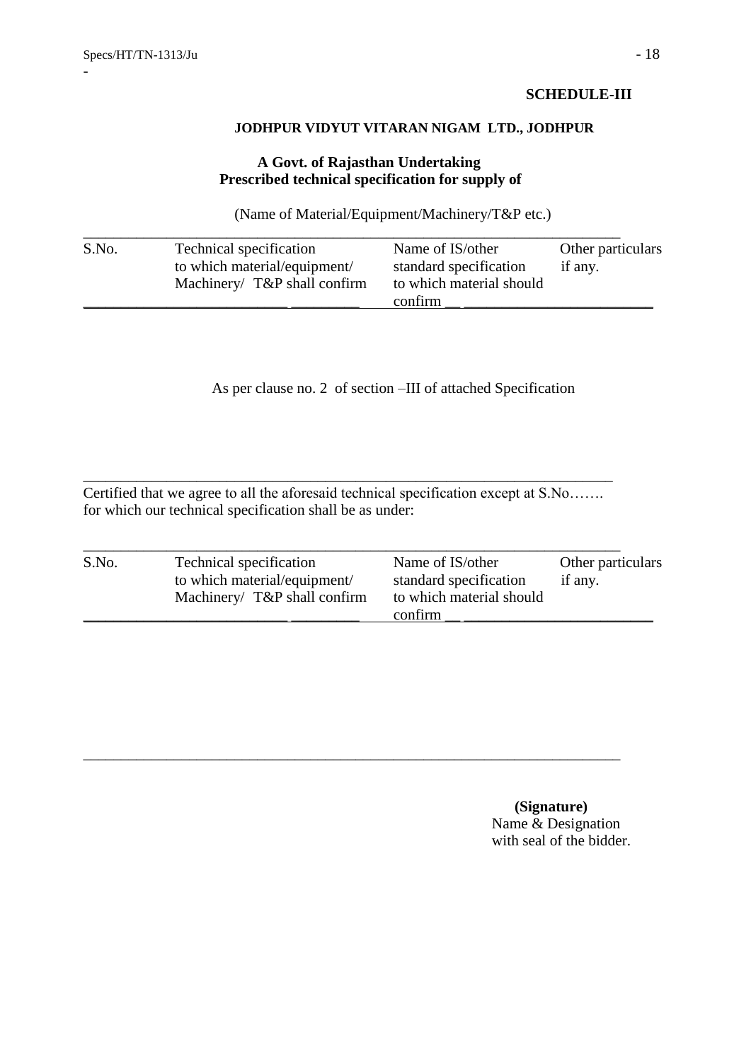**SCHEDULE-III**

**JODHPUR VIDYUT VITARAN NIGAM LTD., JODHPUR**

**A Govt. of Rajasthan Undertaking**
**Prescribed technical specification for supply of**

(Name of Material/Equipment/Machinery/T&P etc.)

| S.No. | Technical specification to which material/equipment/ Machinery/ T&P shall confirm | Name of IS/other standard specification to which material should confirm | Other particulars if any. |
|---|---|---|---|

As per clause no. 2 of section –III of attached Specification

Certified that we agree to all the aforesaid technical specification except at S.No……. for which our technical specification shall be as under:

| S.No. | Technical specification to which material/equipment/ Machinery/ T&P shall confirm | Name of IS/other standard specification to which material should confirm | Other particulars if any. |
|---|---|---|---|

**(Signature)**
Name & Designation
with seal of the bidder.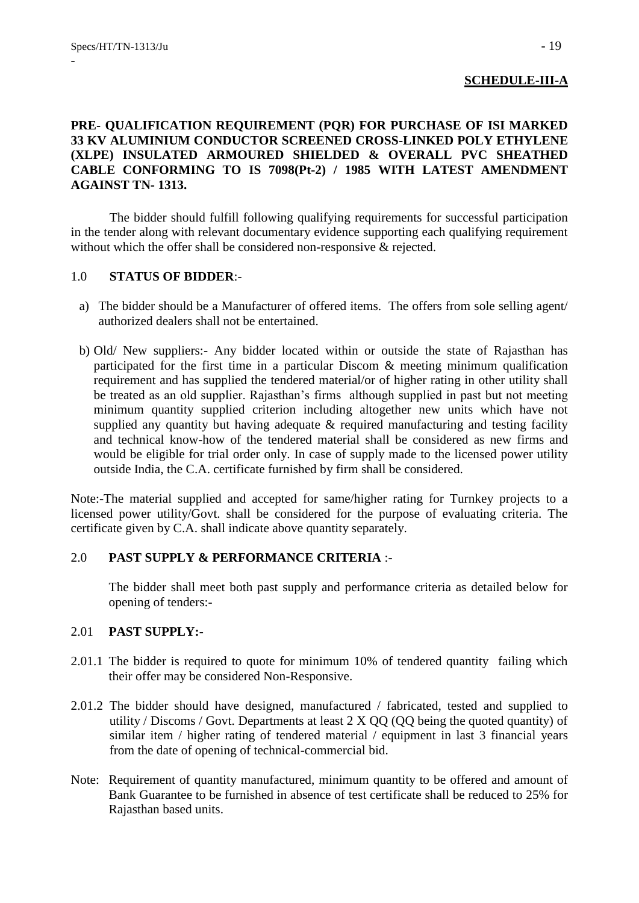**SCHEDULE-III-A**

**PRE- QUALIFICATION REQUIREMENT (PQR) FOR PURCHASE OF ISI MARKED 33 KV ALUMINIUM CONDUCTOR SCREENED CROSS-LINKED POLY ETHYLENE (XLPE) INSULATED ARMOURED SHIELDED & OVERALL PVC SHEATHED CABLE CONFORMING TO IS 7098(Pt-2) / 1985 WITH LATEST AMENDMENT AGAINST TN- 1313.**

The bidder should fulfill following qualifying requirements for successful participation in the tender along with relevant documentary evidence supporting each qualifying requirement without which the offer shall be considered non-responsive & rejected.

1.0 **STATUS OF BIDDER**:-

a) The bidder should be a Manufacturer of offered items. The offers from sole selling agent/ authorized dealers shall not be entertained.

b) Old/ New suppliers:- Any bidder located within or outside the state of Rajasthan has participated for the first time in a particular Discom & meeting minimum qualification requirement and has supplied the tendered material/or of higher rating in other utility shall be treated as an old supplier. Rajasthan's firms although supplied in past but not meeting minimum quantity supplied criterion including altogether new units which have not supplied any quantity but having adequate & required manufacturing and testing facility and technical know-how of the tendered material shall be considered as new firms and would be eligible for trial order only. In case of supply made to the licensed power utility outside India, the C.A. certificate furnished by firm shall be considered.

Note:-The material supplied and accepted for same/higher rating for Turnkey projects to a licensed power utility/Govt. shall be considered for the purpose of evaluating criteria. The certificate given by C.A. shall indicate above quantity separately.

2.0 **PAST SUPPLY & PERFORMANCE CRITERIA** :-

The bidder shall meet both past supply and performance criteria as detailed below for opening of tenders:-

2.01 **PAST SUPPLY:-**

2.01.1 The bidder is required to quote for minimum 10% of tendered quantity failing which their offer may be considered Non-Responsive.

2.01.2 The bidder should have designed, manufactured / fabricated, tested and supplied to utility / Discoms / Govt. Departments at least 2 X QQ (QQ being the quoted quantity) of similar item / higher rating of tendered material / equipment in last 3 financial years from the date of opening of technical-commercial bid.

Note: Requirement of quantity manufactured, minimum quantity to be offered and amount of Bank Guarantee to be furnished in absence of test certificate shall be reduced to 25% for Rajasthan based units.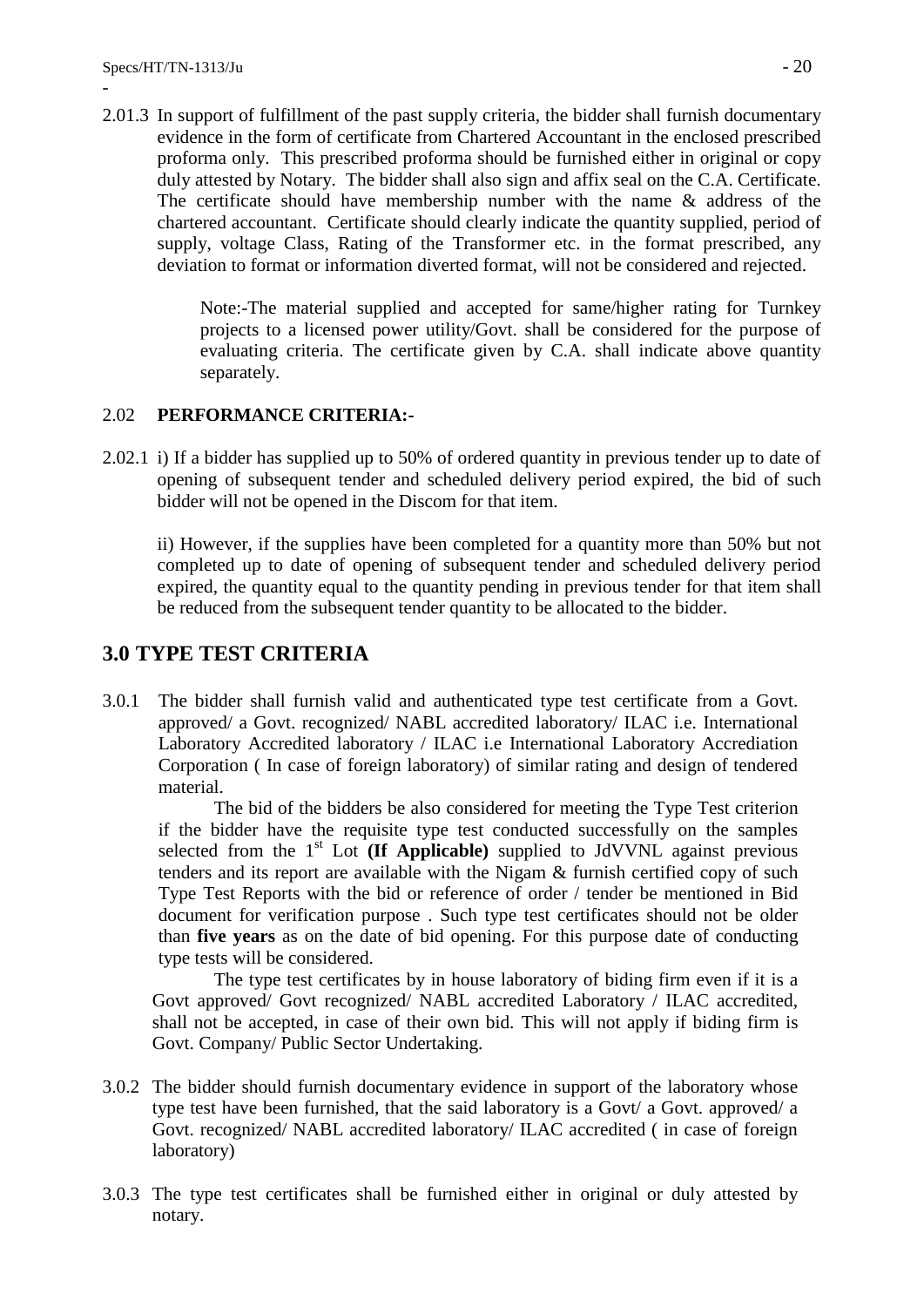2.01.3 In support of fulfillment of the past supply criteria, the bidder shall furnish documentary evidence in the form of certificate from Chartered Accountant in the enclosed prescribed proforma only. This prescribed proforma should be furnished either in original or copy duly attested by Notary. The bidder shall also sign and affix seal on the C.A. Certificate. The certificate should have membership number with the name & address of the chartered accountant. Certificate should clearly indicate the quantity supplied, period of supply, voltage Class, Rating of the Transformer etc. in the format prescribed, any deviation to format or information diverted format, will not be considered and rejected.

> Note:-The material supplied and accepted for same/higher rating for Turnkey projects to a licensed power utility/Govt. shall be considered for the purpose of evaluating criteria. The certificate given by C.A. shall indicate above quantity separately.

2.02 **PERFORMANCE CRITERIA:-**

2.02.1 i) If a bidder has supplied up to 50% of ordered quantity in previous tender up to date of opening of subsequent tender and scheduled delivery period expired, the bid of such bidder will not be opened in the Discom for that item.

ii) However, if the supplies have been completed for a quantity more than 50% but not completed up to date of opening of subsequent tender and scheduled delivery period expired, the quantity equal to the quantity pending in previous tender for that item shall be reduced from the subsequent tender quantity to be allocated to the bidder.

## 3.0 TYPE TEST CRITERIA

3.0.1 The bidder shall furnish valid and authenticated type test certificate from a Govt. approved/ a Govt. recognized/ NABL accredited laboratory/ ILAC i.e. International Laboratory Accredited laboratory / ILAC i.e International Laboratory Accrediation Corporation ( In case of foreign laboratory) of similar rating and design of tendered material.

The bid of the bidders be also considered for meeting the Type Test criterion if the bidder have the requisite type test conducted successfully on the samples selected from the 1st Lot **(If Applicable)** supplied to JdVVNL against previous tenders and its report are available with the Nigam & furnish certified copy of such Type Test Reports with the bid or reference of order / tender be mentioned in Bid document for verification purpose . Such type test certificates should not be older than **five years** as on the date of bid opening. For this purpose date of conducting type tests will be considered.

The type test certificates by in house laboratory of biding firm even if it is a Govt approved/ Govt recognized/ NABL accredited Laboratory / ILAC accredited, shall not be accepted, in case of their own bid. This will not apply if biding firm is Govt. Company/ Public Sector Undertaking.

3.0.2 The bidder should furnish documentary evidence in support of the laboratory whose type test have been furnished, that the said laboratory is a Govt/ a Govt. approved/ a Govt. recognized/ NABL accredited laboratory/ ILAC accredited ( in case of foreign laboratory)

3.0.3 The type test certificates shall be furnished either in original or duly attested by notary.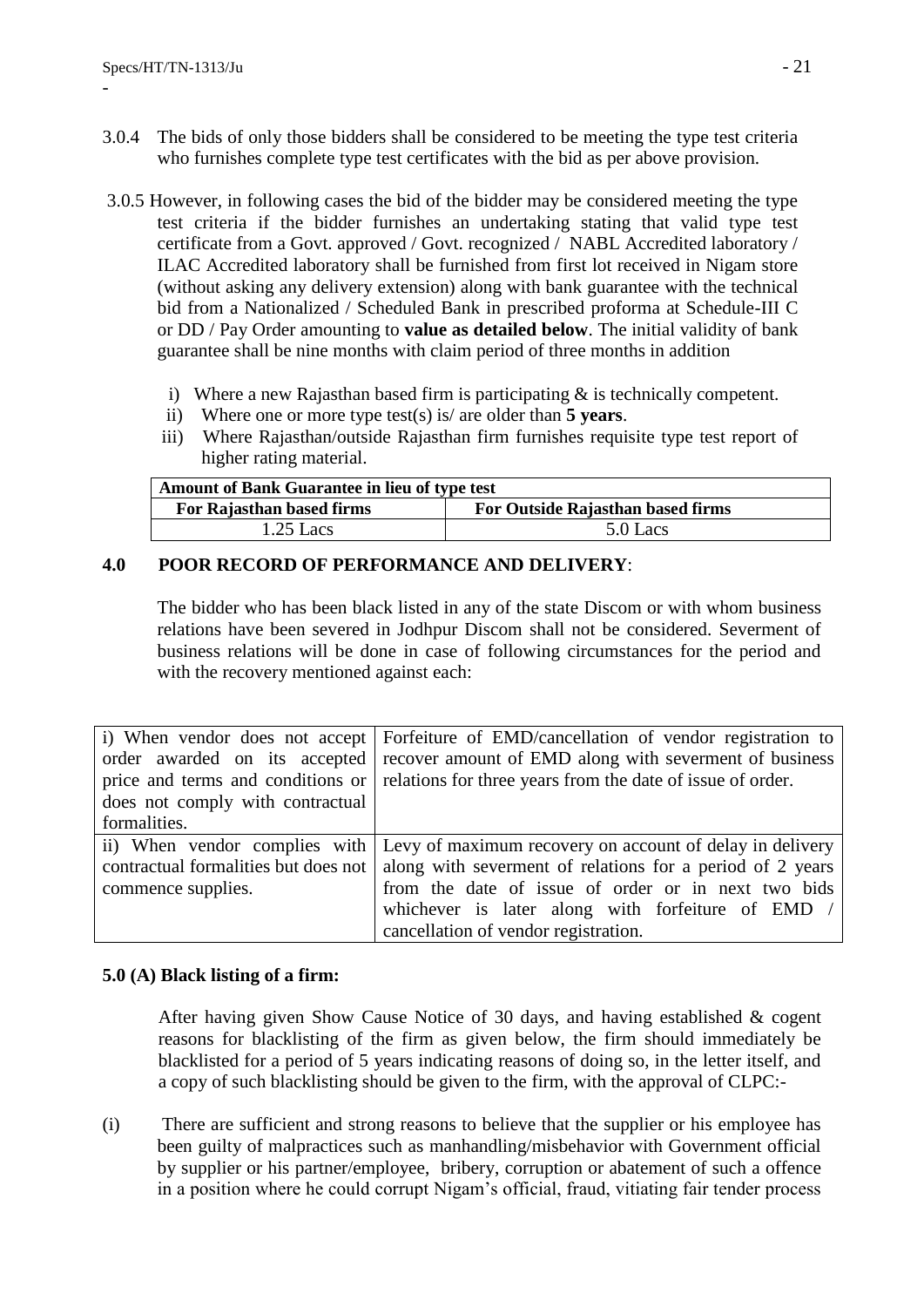3.0.4 The bids of only those bidders shall be considered to be meeting the type test criteria who furnishes complete type test certificates with the bid as per above provision.

3.0.5 However, in following cases the bid of the bidder may be considered meeting the type test criteria if the bidder furnishes an undertaking stating that valid type test certificate from a Govt. approved / Govt. recognized / NABL Accredited laboratory / ILAC Accredited laboratory shall be furnished from first lot received in Nigam store (without asking any delivery extension) along with bank guarantee with the technical bid from a Nationalized / Scheduled Bank in prescribed proforma at Schedule-III C or DD / Pay Order amounting to **value as detailed below**. The initial validity of bank guarantee shall be nine months with claim period of three months in addition

i) Where a new Rajasthan based firm is participating & is technically competent.
ii) Where one or more type test(s) is/ are older than **5 years**.
iii) Where Rajasthan/outside Rajasthan firm furnishes requisite type test report of higher rating material.

| **Amount of Bank Guarantee in lieu of type test** | |
|---|---|
| **For Rajasthan based firms** | **For Outside Rajasthan based firms** |
| 1.25 Lacs | 5.0 Lacs |

## 4.0 POOR RECORD OF PERFORMANCE AND DELIVERY:

The bidder who has been black listed in any of the state Discom or with whom business relations have been severed in Jodhpur Discom shall not be considered. Severment of business relations will be done in case of following circumstances for the period and with the recovery mentioned against each:

| | |
|---|---|
| i) When vendor does not accept order awarded on its accepted price and terms and conditions or does not comply with contractual formalities. | Forfeiture of EMD/cancellation of vendor registration to recover amount of EMD along with severment of business relations for three years from the date of issue of order. |
| ii) When vendor complies with contractual formalities but does not commence supplies. | Levy of maximum recovery on account of delay in delivery along with severment of relations for a period of 2 years from the date of issue of order or in next two bids whichever is later along with forfeiture of EMD / cancellation of vendor registration. |

## 5.0 (A) Black listing of a firm:

After having given Show Cause Notice of 30 days, and having established & cogent reasons for blacklisting of the firm as given below, the firm should immediately be blacklisted for a period of 5 years indicating reasons of doing so, in the letter itself, and a copy of such blacklisting should be given to the firm, with the approval of CLPC:-

(i) There are sufficient and strong reasons to believe that the supplier or his employee has been guilty of malpractices such as manhandling/misbehavior with Government official by supplier or his partner/employee, bribery, corruption or abatement of such a offence in a position where he could corrupt Nigam's official, fraud, vitiating fair tender process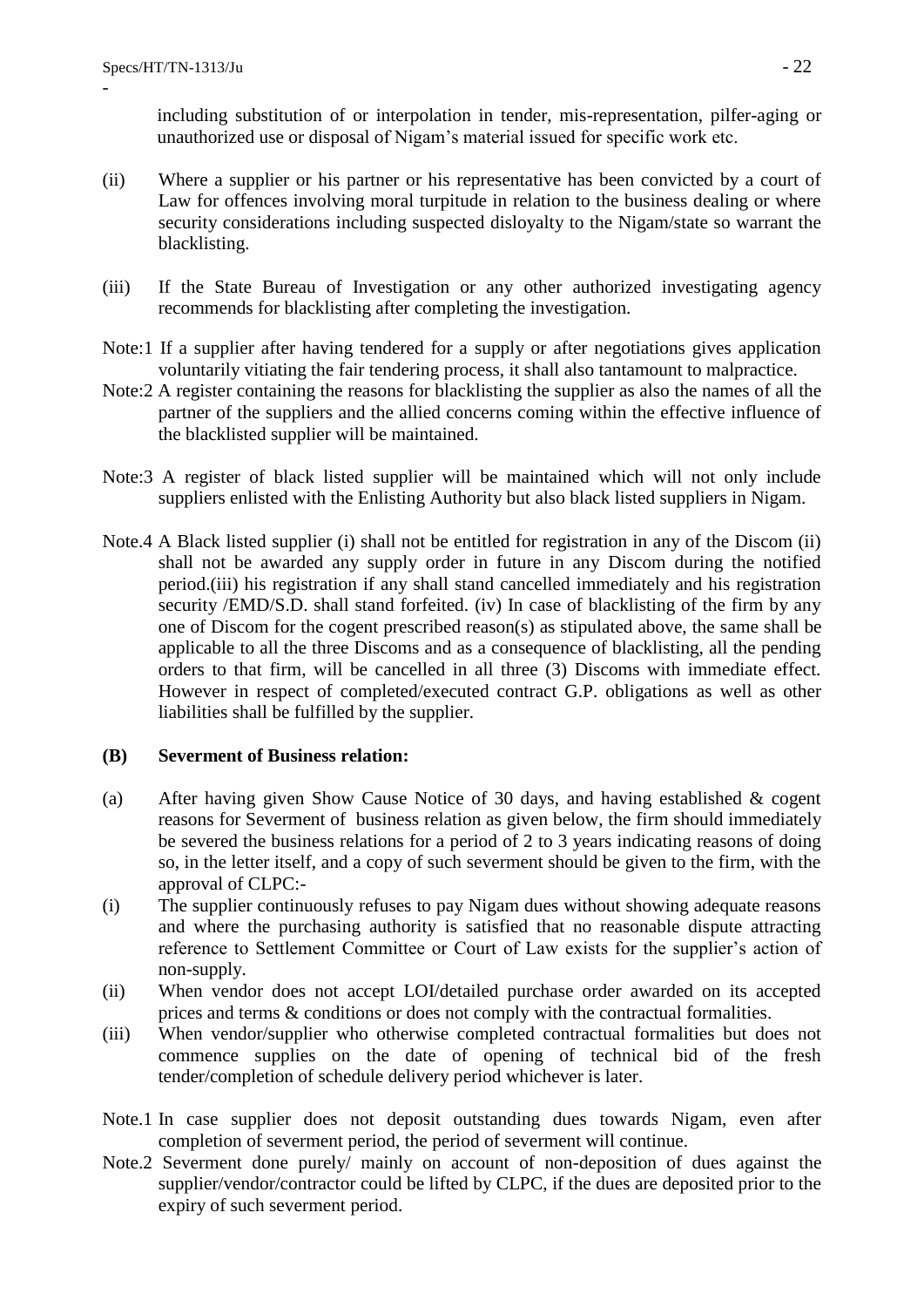including substitution of or interpolation in tender, mis-representation, pilfer-aging or unauthorized use or disposal of Nigam's material issued for specific work etc.

(ii) Where a supplier or his partner or his representative has been convicted by a court of Law for offences involving moral turpitude in relation to the business dealing or where security considerations including suspected disloyalty to the Nigam/state so warrant the blacklisting.

(iii) If the State Bureau of Investigation or any other authorized investigating agency recommends for blacklisting after completing the investigation.

Note:1 If a supplier after having tendered for a supply or after negotiations gives application voluntarily vitiating the fair tendering process, it shall also tantamount to malpractice.

Note:2 A register containing the reasons for blacklisting the supplier as also the names of all the partner of the suppliers and the allied concerns coming within the effective influence of the blacklisted supplier will be maintained.

Note:3 A register of black listed supplier will be maintained which will not only include suppliers enlisted with the Enlisting Authority but also black listed suppliers in Nigam.

Note.4 A Black listed supplier (i) shall not be entitled for registration in any of the Discom (ii) shall not be awarded any supply order in future in any Discom during the notified period.(iii) his registration if any shall stand cancelled immediately and his registration security /EMD/S.D. shall stand forfeited. (iv) In case of blacklisting of the firm by any one of Discom for the cogent prescribed reason(s) as stipulated above, the same shall be applicable to all the three Discoms and as a consequence of blacklisting, all the pending orders to that firm, will be cancelled in all three (3) Discoms with immediate effect. However in respect of completed/executed contract G.P. obligations as well as other liabilities shall be fulfilled by the supplier.

**(B) Severment of Business relation:**

(a) After having given Show Cause Notice of 30 days, and having established & cogent reasons for Severment of business relation as given below, the firm should immediately be severed the business relations for a period of 2 to 3 years indicating reasons of doing so, in the letter itself, and a copy of such severment should be given to the firm, with the approval of CLPC:-

(i) The supplier continuously refuses to pay Nigam dues without showing adequate reasons and where the purchasing authority is satisfied that no reasonable dispute attracting reference to Settlement Committee or Court of Law exists for the supplier's action of non-supply.

(ii) When vendor does not accept LOI/detailed purchase order awarded on its accepted prices and terms & conditions or does not comply with the contractual formalities.

(iii) When vendor/supplier who otherwise completed contractual formalities but does not commence supplies on the date of opening of technical bid of the fresh tender/completion of schedule delivery period whichever is later.

Note.1 In case supplier does not deposit outstanding dues towards Nigam, even after completion of severment period, the period of severment will continue.

Note.2 Severment done purely/ mainly on account of non-deposition of dues against the supplier/vendor/contractor could be lifted by CLPC, if the dues are deposited prior to the expiry of such severment period.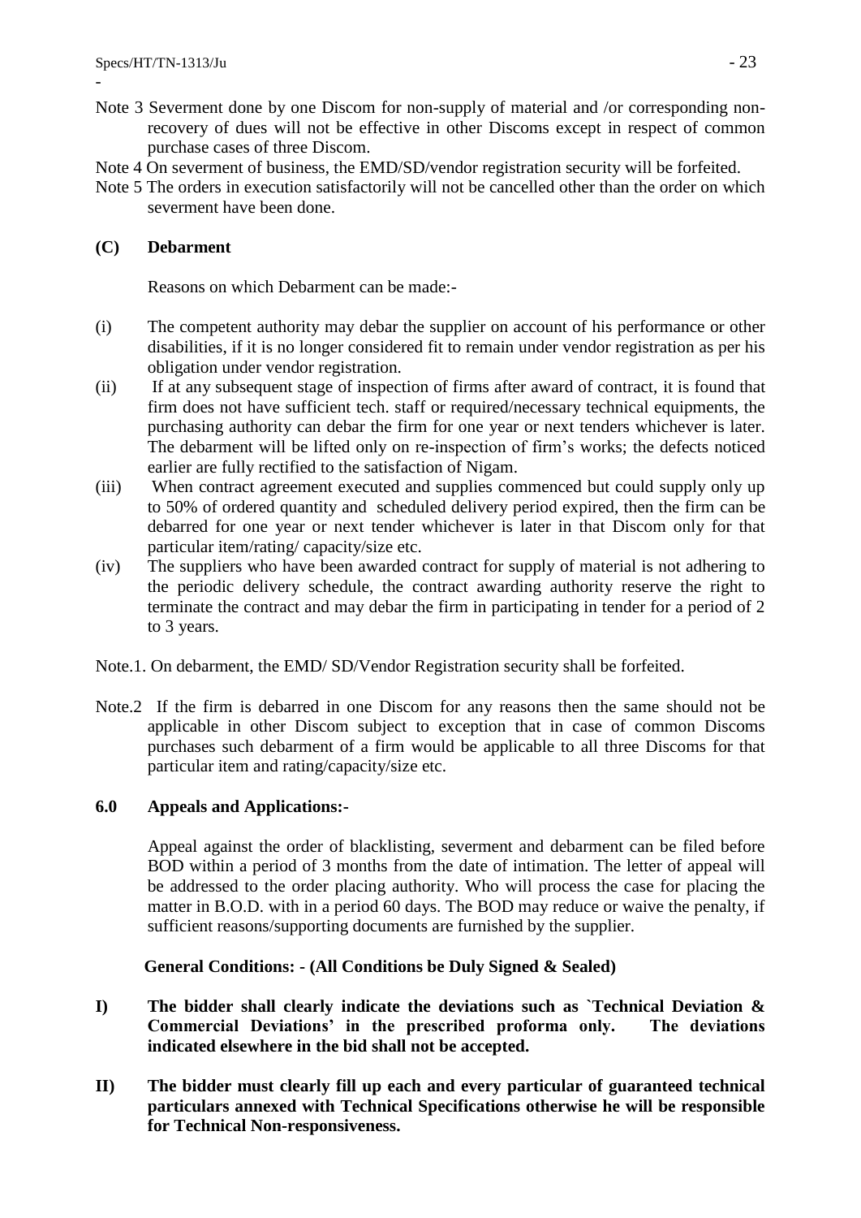Note 3 Severment done by one Discom for non-supply of material and /or corresponding non-recovery of dues will not be effective in other Discoms except in respect of common purchase cases of three Discom.

Note 4 On severment of business, the EMD/SD/vendor registration security will be forfeited.

Note 5 The orders in execution satisfactorily will not be cancelled other than the order on which severment have been done.

**(C) Debarment**

Reasons on which Debarment can be made:-

(i) The competent authority may debar the supplier on account of his performance or other disabilities, if it is no longer considered fit to remain under vendor registration as per his obligation under vendor registration.

(ii) If at any subsequent stage of inspection of firms after award of contract, it is found that firm does not have sufficient tech. staff or required/necessary technical equipments, the purchasing authority can debar the firm for one year or next tenders whichever is later. The debarment will be lifted only on re-inspection of firm's works; the defects noticed earlier are fully rectified to the satisfaction of Nigam.

(iii) When contract agreement executed and supplies commenced but could supply only up to 50% of ordered quantity and scheduled delivery period expired, then the firm can be debarred for one year or next tender whichever is later in that Discom only for that particular item/rating/ capacity/size etc.

(iv) The suppliers who have been awarded contract for supply of material is not adhering to the periodic delivery schedule, the contract awarding authority reserve the right to terminate the contract and may debar the firm in participating in tender for a period of 2 to 3 years.

Note.1. On debarment, the EMD/ SD/Vendor Registration security shall be forfeited.

Note.2 If the firm is debarred in one Discom for any reasons then the same should not be applicable in other Discom subject to exception that in case of common Discoms purchases such debarment of a firm would be applicable to all three Discoms for that particular item and rating/capacity/size etc.

**6.0 Appeals and Applications:-**

Appeal against the order of blacklisting, severment and debarment can be filed before BOD within a period of 3 months from the date of intimation. The letter of appeal will be addressed to the order placing authority. Who will process the case for placing the matter in B.O.D. with in a period 60 days. The BOD may reduce or waive the penalty, if sufficient reasons/supporting documents are furnished by the supplier.

**General Conditions: - (All Conditions be Duly Signed & Sealed)**

**I) The bidder shall clearly indicate the deviations such as `Technical Deviation & Commercial Deviations' in the prescribed proforma only. The deviations indicated elsewhere in the bid shall not be accepted.**

**II) The bidder must clearly fill up each and every particular of guaranteed technical particulars annexed with Technical Specifications otherwise he will be responsible for Technical Non-responsiveness.**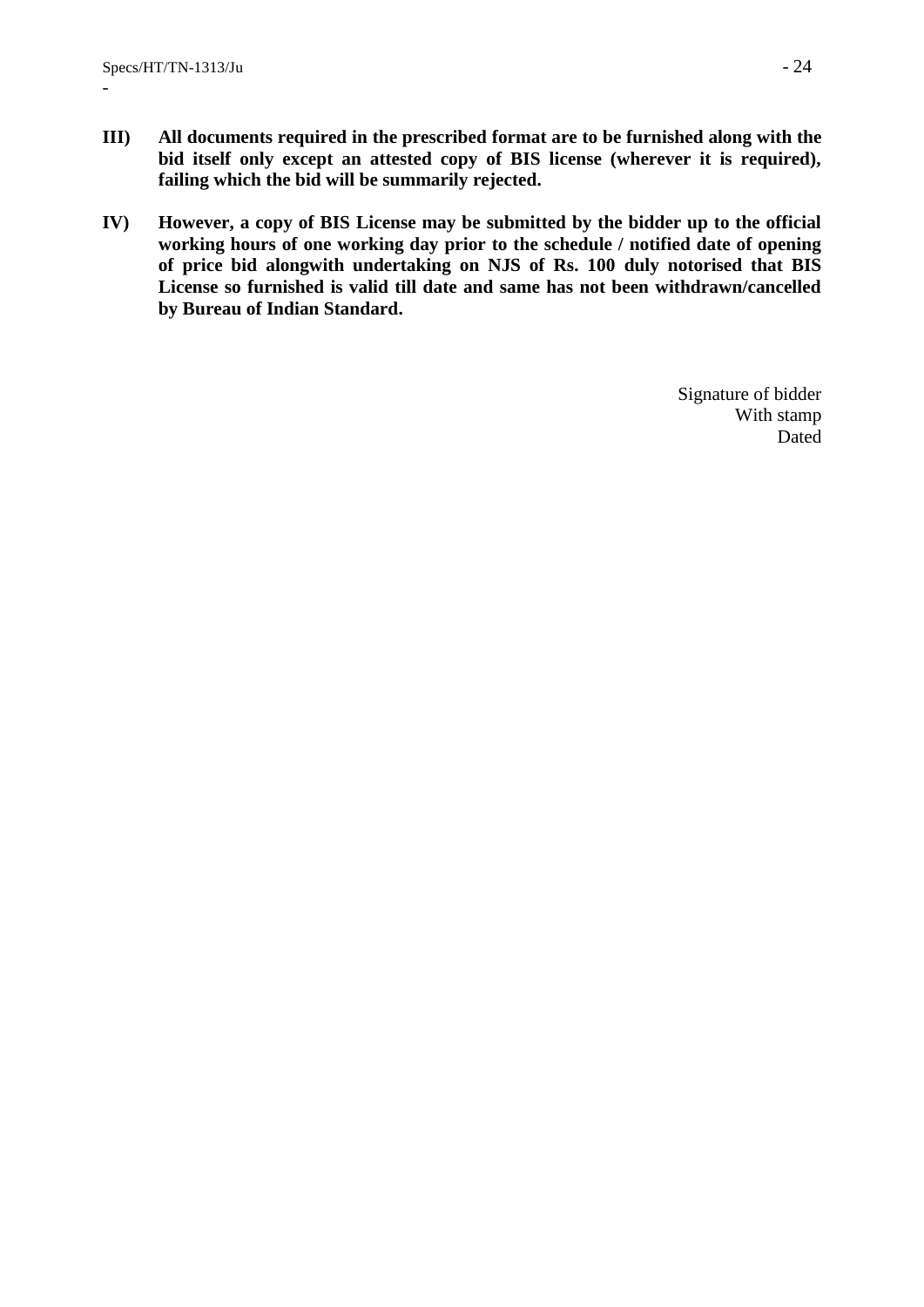**III)** **All documents required in the prescribed format are to be furnished along with the bid itself only except an attested copy of BIS license (wherever it is required), failing which the bid will be summarily rejected.**

**IV)** **However, a copy of BIS License may be submitted by the bidder up to the official working hours of one working day prior to the schedule / notified date of opening of price bid alongwith undertaking on NJS of Rs. 100 duly notorised that BIS License so furnished is valid till date and same has not been withdrawn/cancelled by Bureau of Indian Standard.**

Signature of bidder
With stamp
Dated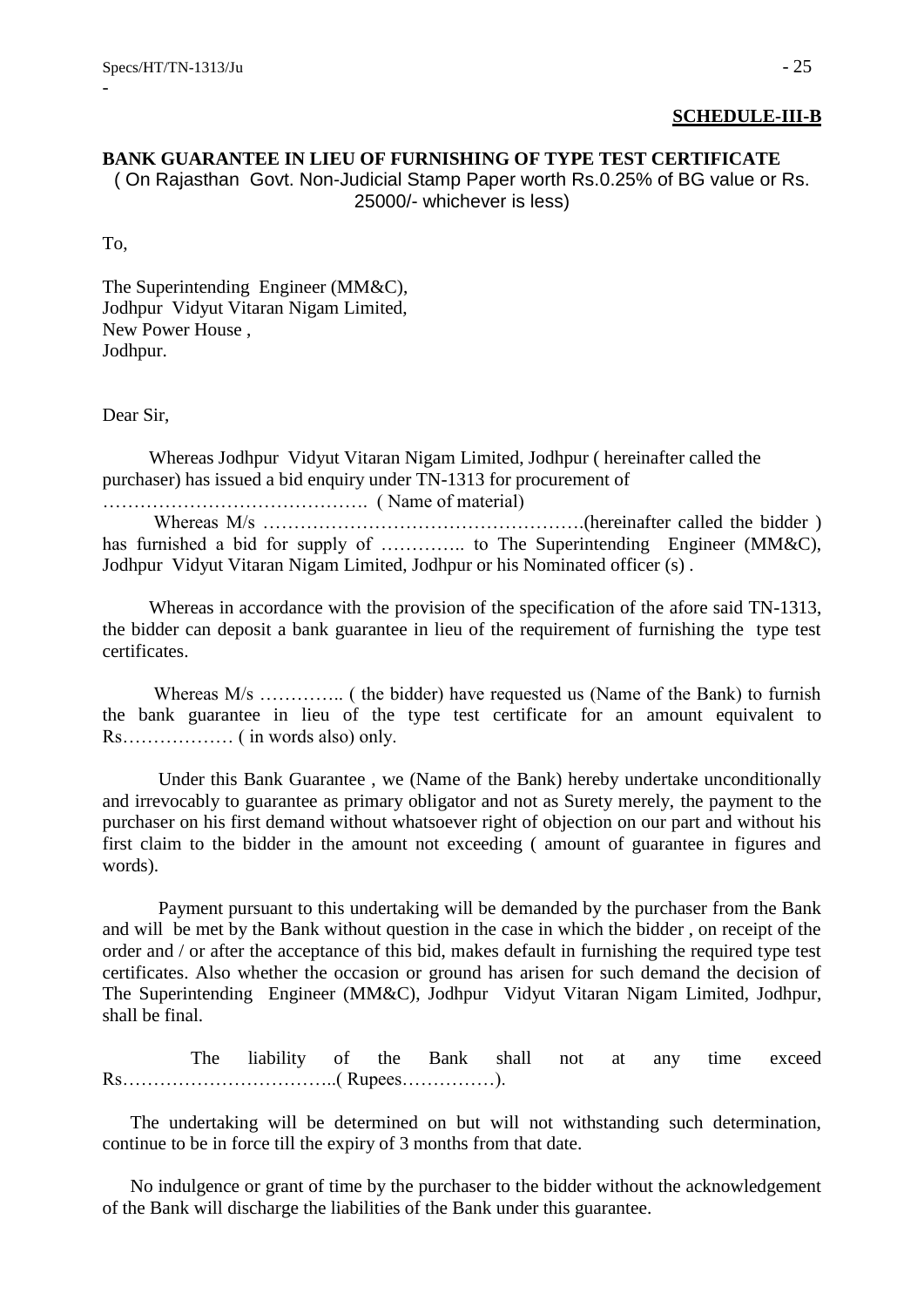**SCHEDULE-III-B**

**BANK GUARANTEE IN LIEU OF FURNISHING OF TYPE TEST CERTIFICATE**

( On Rajasthan Govt. Non-Judicial Stamp Paper worth Rs.0.25% of BG value or Rs. 25000/- whichever is less)

To,

The Superintending Engineer (MM&C),
Jodhpur Vidyut Vitaran Nigam Limited,
New Power House ,
Jodhpur.

Dear Sir,

Whereas Jodhpur Vidyut Vitaran Nigam Limited, Jodhpur ( hereinafter called the purchaser) has issued a bid enquiry under TN-1313 for procurement of ……………………………………. ( Name of material)

Whereas M/s …………………………………………….(hereinafter called the bidder ) has furnished a bid for supply of ………….. to The Superintending Engineer (MM&C), Jodhpur Vidyut Vitaran Nigam Limited, Jodhpur or his Nominated officer (s) .

Whereas in accordance with the provision of the specification of the afore said TN-1313, the bidder can deposit a bank guarantee in lieu of the requirement of furnishing the type test certificates.

Whereas M/s ………….. ( the bidder) have requested us (Name of the Bank) to furnish the bank guarantee in lieu of the type test certificate for an amount equivalent to Rs……………… ( in words also) only.

Under this Bank Guarantee , we (Name of the Bank) hereby undertake unconditionally and irrevocably to guarantee as primary obligator and not as Surety merely, the payment to the purchaser on his first demand without whatsoever right of objection on our part and without his first claim to the bidder in the amount not exceeding ( amount of guarantee in figures and words).

Payment pursuant to this undertaking will be demanded by the purchaser from the Bank and will be met by the Bank without question in the case in which the bidder , on receipt of the order and / or after the acceptance of this bid, makes default in furnishing the required type test certificates. Also whether the occasion or ground has arisen for such demand the decision of The Superintending Engineer (MM&C), Jodhpur Vidyut Vitaran Nigam Limited, Jodhpur, shall be final.

The liability of the Bank shall not at any time exceed Rs……………………………..( Rupees……………).

The undertaking will be determined on but will not withstanding such determination, continue to be in force till the expiry of 3 months from that date.

No indulgence or grant of time by the purchaser to the bidder without the acknowledgement of the Bank will discharge the liabilities of the Bank under this guarantee.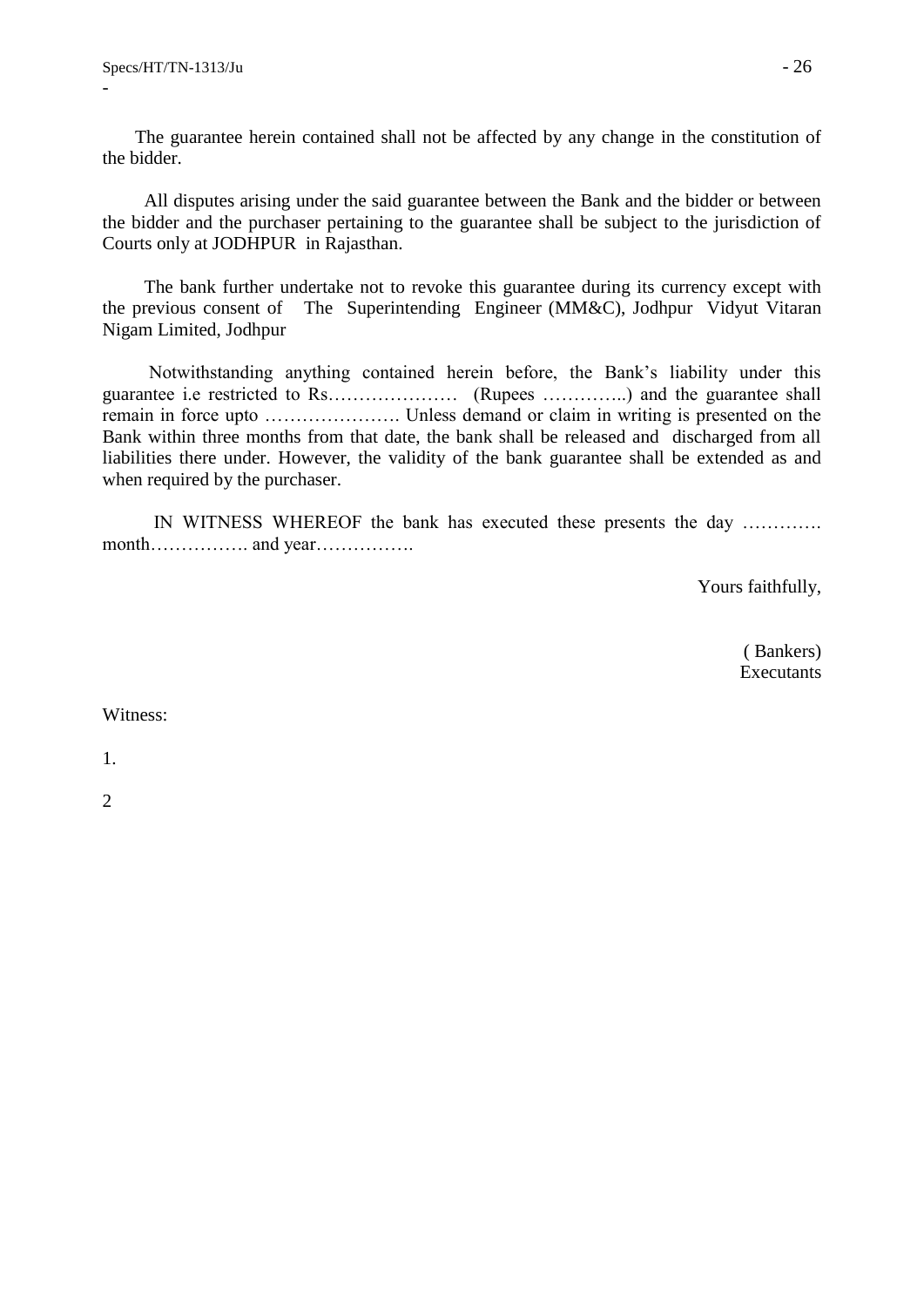The guarantee herein contained shall not be affected by any change in the constitution of the bidder.

All disputes arising under the said guarantee between the Bank and the bidder or between the bidder and the purchaser pertaining to the guarantee shall be subject to the jurisdiction of Courts only at JODHPUR in Rajasthan.

The bank further undertake not to revoke this guarantee during its currency except with the previous consent of The Superintending Engineer (MM&C), Jodhpur Vidyut Vitaran Nigam Limited, Jodhpur

Notwithstanding anything contained herein before, the Bank's liability under this guarantee i.e restricted to Rs………………… (Rupees …………..) and the guarantee shall remain in force upto …………………. Unless demand or claim in writing is presented on the Bank within three months from that date, the bank shall be released and discharged from all liabilities there under. However, the validity of the bank guarantee shall be extended as and when required by the purchaser.

IN WITNESS WHEREOF the bank has executed these presents the day …………. month……………. and year…………….

Yours faithfully,

( Bankers)
Executants

Witness:

1.

2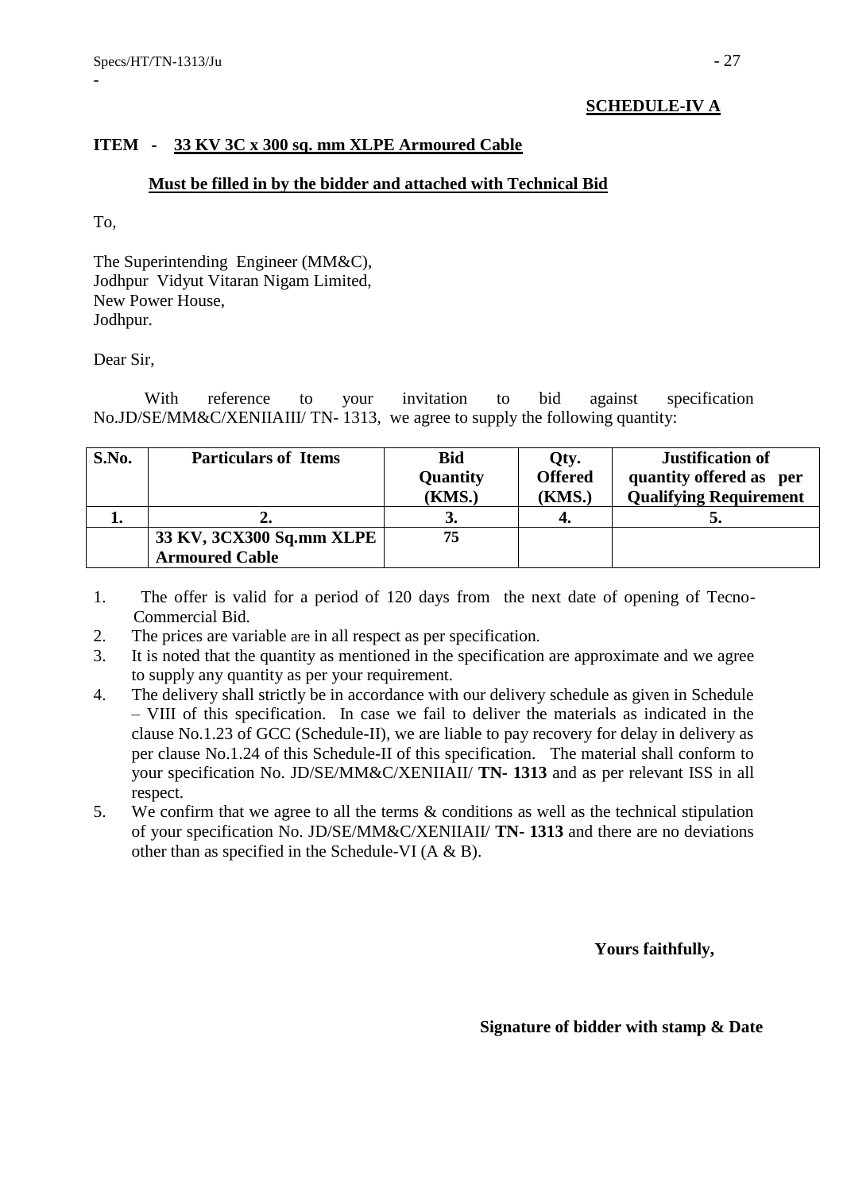**SCHEDULE-IV A**

**ITEM - 33 KV 3C x 300 sq. mm XLPE Armoured Cable**

**Must be filled in by the bidder and attached with Technical Bid**

To,

The Superintending Engineer (MM&C),
Jodhpur Vidyut Vitaran Nigam Limited,
New Power House,
Jodhpur.

Dear Sir,

With reference to your invitation to bid against specification No.JD/SE/MM&C/XENIIAIII/ TN- 1313, we agree to supply the following quantity:

| S.No. | Particulars of Items | Bid Quantity (KMS.) | Qty. Offered (KMS.) | Justification of quantity offered as per Qualifying Requirement |
|---|---|---|---|---|
| 1. | 2. | 3. | 4. | 5. |
| | 33 KV, 3CX300 Sq.mm XLPE Armoured Cable | 75 | | |

1. The offer is valid for a period of 120 days from the next date of opening of Tecno-Commercial Bid.
2. The prices are variable are in all respect as per specification.
3. It is noted that the quantity as mentioned in the specification are approximate and we agree to supply any quantity as per your requirement.
4. The delivery shall strictly be in accordance with our delivery schedule as given in Schedule – VIII of this specification. In case we fail to deliver the materials as indicated in the clause No.1.23 of GCC (Schedule-II), we are liable to pay recovery for delay in delivery as per clause No.1.24 of this Schedule-II of this specification. The material shall conform to your specification No. JD/SE/MM&C/XENIIAII/ **TN- 1313** and as per relevant ISS in all respect.
5. We confirm that we agree to all the terms & conditions as well as the technical stipulation of your specification No. JD/SE/MM&C/XENIIAII/ **TN- 1313** and there are no deviations other than as specified in the Schedule-VI (A & B).

**Yours faithfully,**

**Signature of bidder with stamp & Date**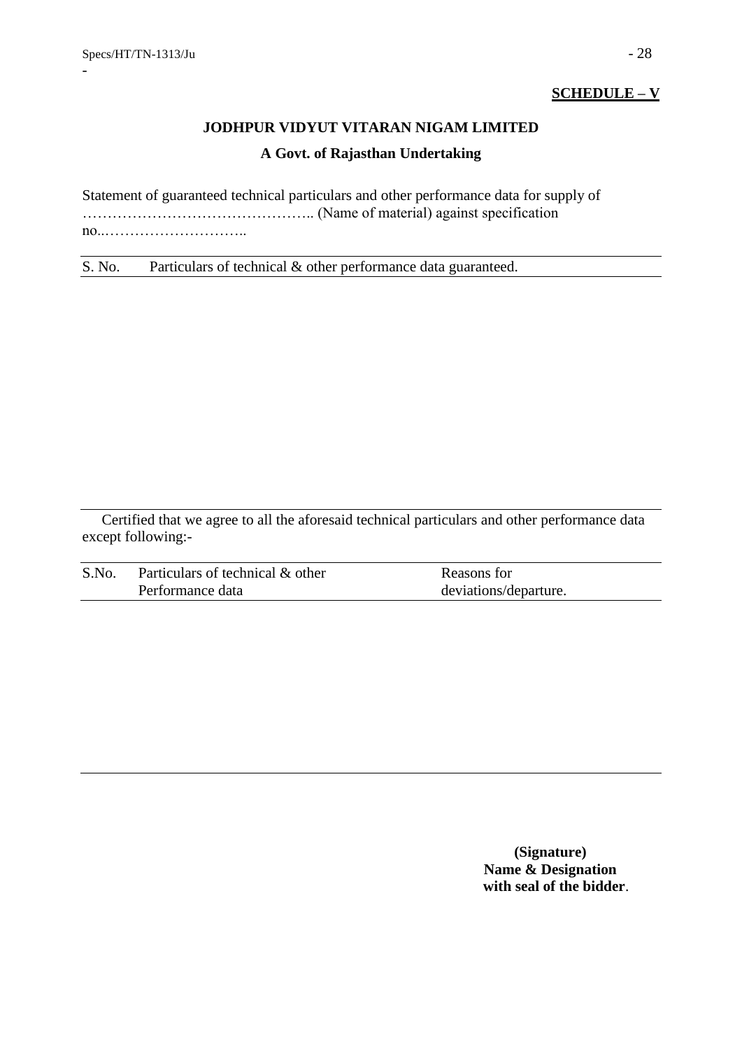**SCHEDULE – V**

**JODHPUR VIDYUT VITARAN NIGAM LIMITED**

**A Govt. of Rajasthan Undertaking**

Statement of guaranteed technical particulars and other performance data for supply of ……………………………………….. (Name of material) against specification no..………………………..

| S. No. | Particulars of technical & other performance data guaranteed. |
|---|---|
| | |

Certified that we agree to all the aforesaid technical particulars and other performance data except following:-

| S.No. | Particulars of technical & other Performance data | Reasons for deviations/departure. |
|---|---|---|
| | | |

**(Signature)**
**Name & Designation**
**with seal of the bidder**.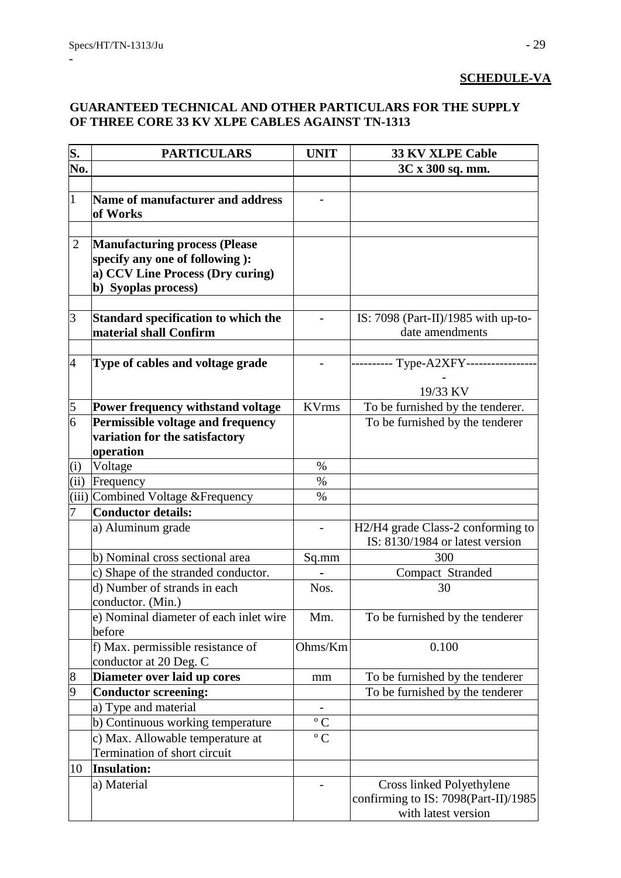**SCHEDULE-VA**

**GUARANTEED TECHNICAL AND OTHER PARTICULARS FOR THE SUPPLY OF THREE CORE 33 KV XLPE CABLES AGAINST TN-1313**

| S. No. | PARTICULARS | UNIT | 33 KV XLPE Cable 3C x 300 sq. mm. |
|---|---|---|---|
| | | | |
| 1 | **Name of manufacturer and address of Works** | - | |
| | | | |
| 2 | **Manufacturing process (Please specify any one of following ): a) CCV Line Process (Dry curing) b) Syoplas process)** | | |
| | | | |
| 3 | **Standard specification to which the material shall Confirm** | - | IS: 7098 (Part-II)/1985 with up-to-date amendments |
| | | | |
| 4 | **Type of cables and voltage grade** | - | ---------- Type-A2XFY------------------ 19/33 KV |
| 5 | **Power frequency withstand voltage** | KVrms | To be furnished by the tenderer. |
| 6 | **Permissible voltage and frequency variation for the satisfactory operation** | | To be furnished by the tenderer |
| (i) | Voltage | % | |
| (ii) | Frequency | % | |
| (iii) | Combined Voltage &Frequency | % | |
| 7 | **Conductor details:** | | |
| | a) Aluminum grade | - | H2/H4 grade Class-2 conforming to IS: 8130/1984 or latest version |
| | b) Nominal cross sectional area | Sq.mm | 300 |
| | c) Shape of the stranded conductor. | - | Compact Stranded |
| | d) Number of strands in each conductor. (Min.) | Nos. | 30 |
| | e) Nominal diameter of each inlet wire before | Mm. | To be furnished by the tenderer |
| | f) Max. permissible resistance of conductor at 20 Deg. C | Ohms/Km | 0.100 |
| 8 | **Diameter over laid up cores** | mm | To be furnished by the tenderer |
| 9 | **Conductor screening:** | | To be furnished by the tenderer |
| | a) Type and material | - | |
| | b) Continuous working temperature | °C | |
| | c) Max. Allowable temperature at Termination of short circuit | °C | |
| 10 | **Insulation:** | | |
| | a) Material | - | Cross linked Polyethylene confirming to IS: 7098(Part-II)/1985 with latest version |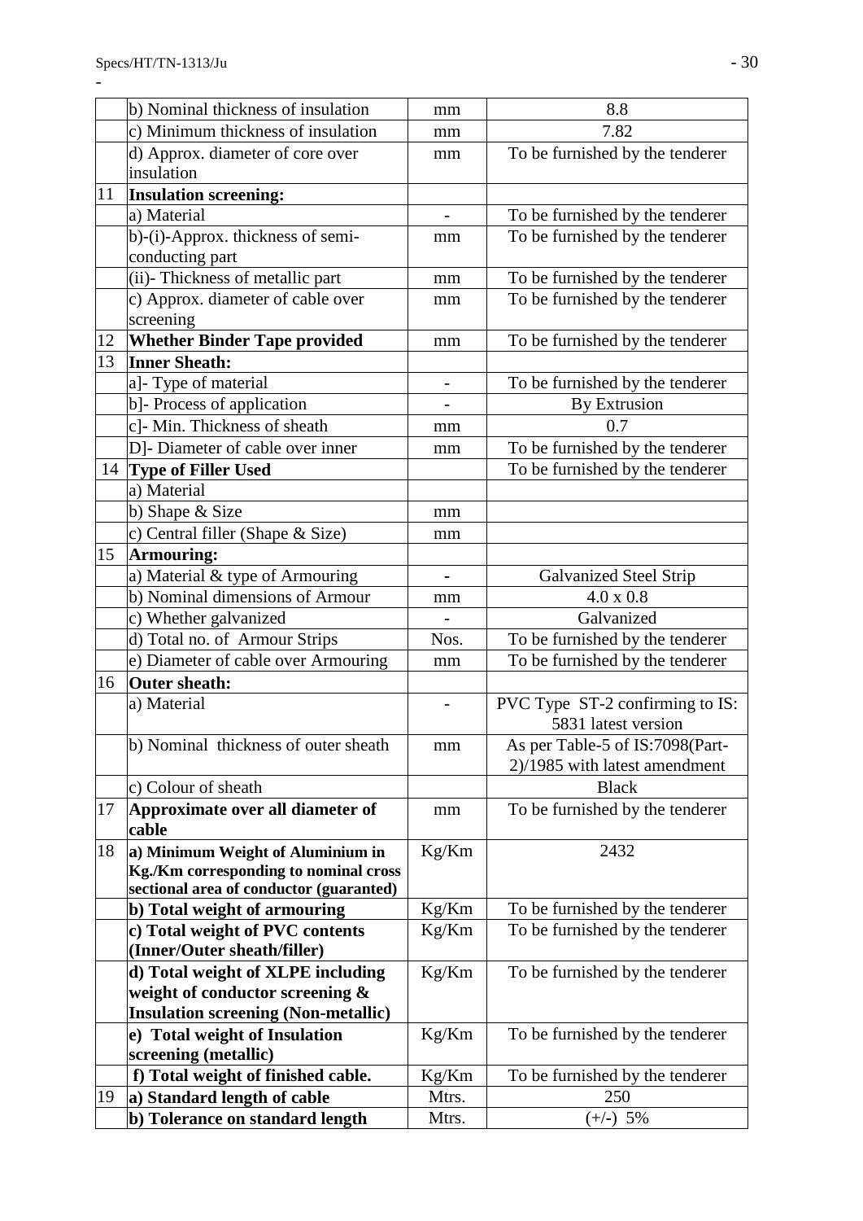| | | | |
|---|---|---|---|
| | b) Nominal thickness of insulation | mm | 8.8 |
| | c) Minimum thickness of insulation | mm | 7.82 |
| | d) Approx. diameter of core over insulation | mm | To be furnished by the tenderer |
| 11 | **Insulation screening:** | | |
| | a) Material | - | To be furnished by the tenderer |
| | b)-(i)-Approx. thickness of semi-conducting part | mm | To be furnished by the tenderer |
| | (ii)- Thickness of metallic part | mm | To be furnished by the tenderer |
| | c) Approx. diameter of cable over screening | mm | To be furnished by the tenderer |
| 12 | **Whether Binder Tape provided** | mm | To be furnished by the tenderer |
| 13 | **Inner Sheath:** | | |
| | a]- Type of material | - | To be furnished by the tenderer |
| | b]- Process of application | - | By Extrusion |
| | c]- Min. Thickness of sheath | mm | 0.7 |
| | D]- Diameter of cable over inner | mm | To be furnished by the tenderer |
| 14 | **Type of Filler Used** | | To be furnished by the tenderer |
| | a) Material | | |
| | b) Shape & Size | mm | |
| | c) Central filler (Shape & Size) | mm | |
| 15 | **Armouring:** | | |
| | a) Material & type of Armouring | - | Galvanized Steel Strip |
| | b) Nominal dimensions of Armour | mm | 4.0 x 0.8 |
| | c) Whether galvanized | - | Galvanized |
| | d) Total no. of Armour Strips | Nos. | To be furnished by the tenderer |
| | e) Diameter of cable over Armouring | mm | To be furnished by the tenderer |
| 16 | **Outer sheath:** | | |
| | a) Material | - | PVC Type ST-2 confirming to IS: 5831 latest version |
| | b) Nominal thickness of outer sheath | mm | As per Table-5 of IS:7098(Part-2)/1985 with latest amendment |
| | c) Colour of sheath | | Black |
| 17 | **Approximate over all diameter of cable** | mm | To be furnished by the tenderer |
| 18 | **a) Minimum Weight of Aluminium in Kg./Km corresponding to nominal cross sectional area of conductor (guaranted)** | Kg/Km | 2432 |
| | **b) Total weight of armouring** | Kg/Km | To be furnished by the tenderer |
| | **c) Total weight of PVC contents (Inner/Outer sheath/filler)** | Kg/Km | To be furnished by the tenderer |
| | **d) Total weight of XLPE including weight of conductor screening & Insulation screening (Non-metallic)** | Kg/Km | To be furnished by the tenderer |
| | **e) Total weight of Insulation screening (metallic)** | Kg/Km | To be furnished by the tenderer |
| | **f) Total weight of finished cable.** | Kg/Km | To be furnished by the tenderer |
| 19 | **a) Standard length of cable** | Mtrs. | 250 |
| | **b) Tolerance on standard length** | Mtrs. | (+/-) 5% |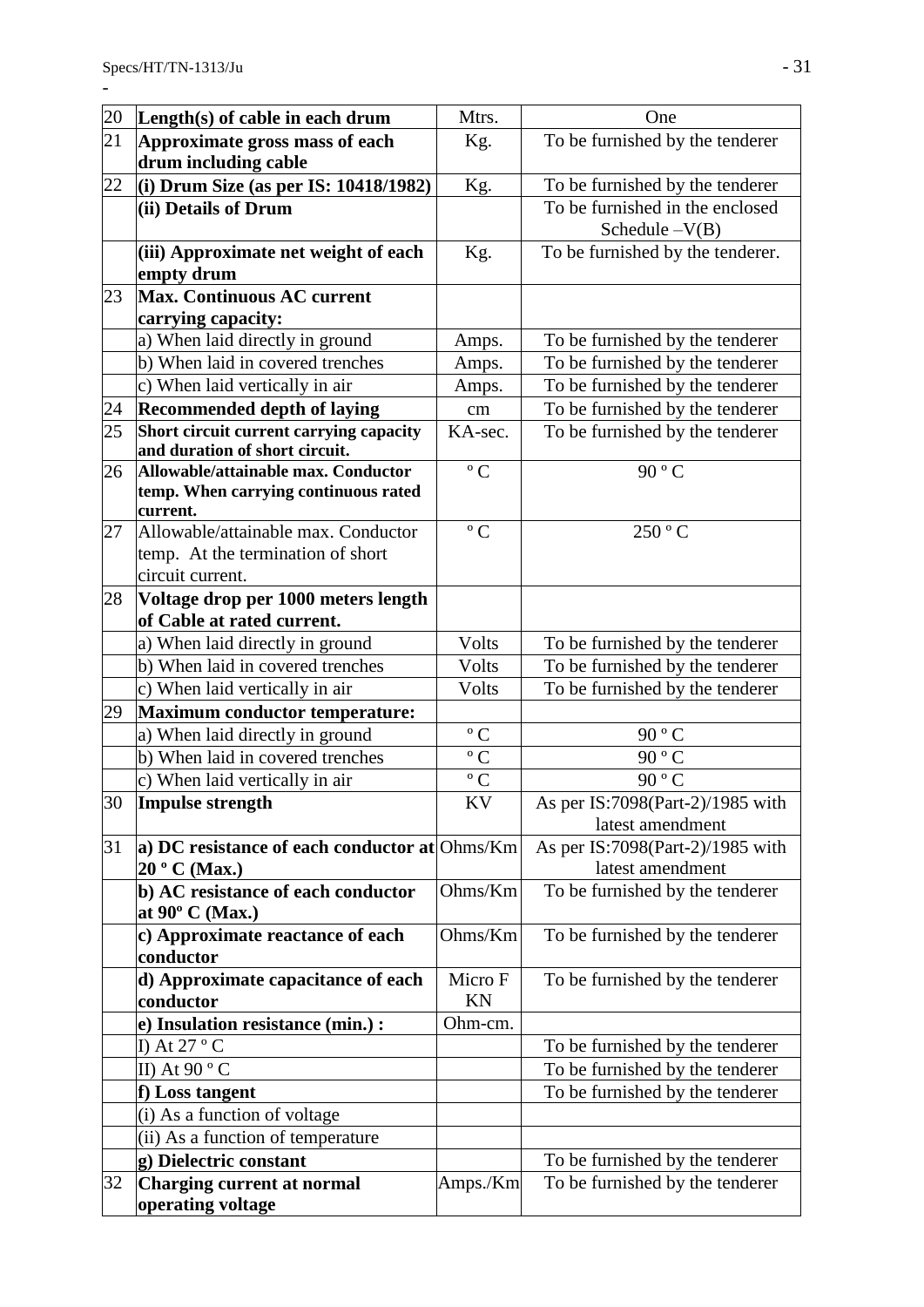| | | | |
|---|---|---|---|
| 20 | **Length(s) of cable in each drum** | Mtrs. | One |
| 21 | **Approximate gross mass of each drum including cable** | Kg. | To be furnished by the tenderer |
| 22 | **(i) Drum Size (as per IS: 10418/1982)** | Kg. | To be furnished by the tenderer |
| | **(ii) Details of Drum** | | To be furnished in the enclosed Schedule –V(B) |
| | **(iii) Approximate net weight of each empty drum** | Kg. | To be furnished by the tenderer. |
| 23 | **Max. Continuous AC current carrying capacity:** | | |
| | a) When laid directly in ground | Amps. | To be furnished by the tenderer |
| | b) When laid in covered trenches | Amps. | To be furnished by the tenderer |
| | c) When laid vertically in air | Amps. | To be furnished by the tenderer |
| 24 | **Recommended depth of laying** | cm | To be furnished by the tenderer |
| 25 | **Short circuit current carrying capacity and duration of short circuit.** | KA-sec. | To be furnished by the tenderer |
| 26 | **Allowable/attainable max. Conductor temp. When carrying continuous rated current.** | ° C | 90 ° C |
| 27 | Allowable/attainable max. Conductor temp. At the termination of short circuit current. | ° C | 250 ° C |
| 28 | **Voltage drop per 1000 meters length of Cable at rated current.** | | |
| | a) When laid directly in ground | Volts | To be furnished by the tenderer |
| | b) When laid in covered trenches | Volts | To be furnished by the tenderer |
| | c) When laid vertically in air | Volts | To be furnished by the tenderer |
| 29 | **Maximum conductor temperature:** | | |
| | a) When laid directly in ground | ° C | 90 ° C |
| | b) When laid in covered trenches | ° C | 90 ° C |
| | c) When laid vertically in air | ° C | 90 ° C |
| 30 | **Impulse strength** | KV | As per IS:7098(Part-2)/1985 with latest amendment |
| 31 | **a) DC resistance of each conductor at 20 ° C (Max.)** | Ohms/Km | As per IS:7098(Part-2)/1985 with latest amendment |
| | **b) AC resistance of each conductor at 90º C (Max.)** | Ohms/Km | To be furnished by the tenderer |
| | **c) Approximate reactance of each conductor** | Ohms/Km | To be furnished by the tenderer |
| | **d) Approximate capacitance of each conductor** | Micro F KN | To be furnished by the tenderer |
| | **e) Insulation resistance (min.) :** | Ohm-cm. | |
| | I) At 27 ° C | | To be furnished by the tenderer |
| | II) At 90 ° C | | To be furnished by the tenderer |
| | **f) Loss tangent** | | To be furnished by the tenderer |
| | (i) As a function of voltage | | |
| | (ii) As a function of temperature | | |
| | **g) Dielectric constant** | | To be furnished by the tenderer |
| 32 | **Charging current at normal operating voltage** | Amps./Km | To be furnished by the tenderer |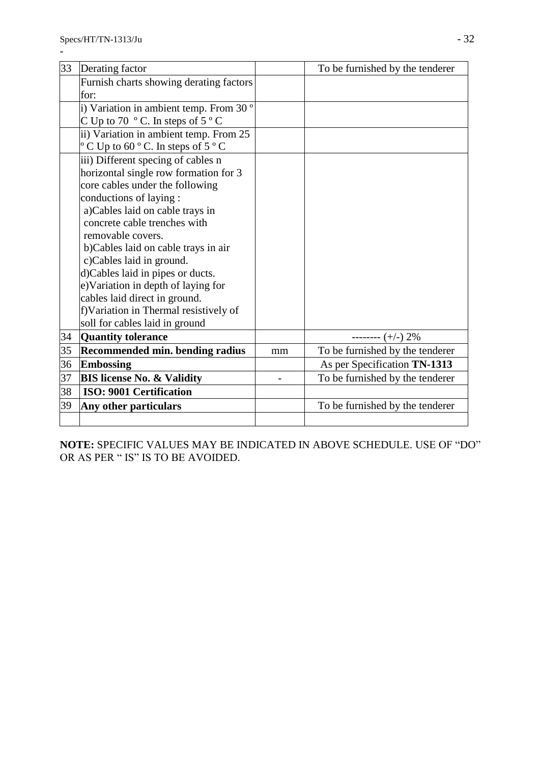| 33 | Derating factor | | To be furnished by the tenderer |
|---|---|---|---|
| | Furnish charts showing derating factors for: | | |
| | i) Variation in ambient temp. From 30 º C Up to 70 º C. In steps of 5 º C | | |
| | ii) Variation in ambient temp. From 25 º C Up to 60 º C. In steps of 5 º C | | |
| | iii) Different specing of cables n horizontal single row formation for 3 core cables under the following conductions of laying : a)Cables laid on cable trays in concrete cable trenches with removable covers. b)Cables laid on cable trays in air c)Cables laid in ground. d)Cables laid in pipes or ducts. e)Variation in depth of laying for cables laid direct in ground. f)Variation in Thermal resistively of soll for cables laid in ground | | |
| 34 | **Quantity tolerance** | | -------- (+/-) 2% |
| 35 | **Recommended min. bending radius** | mm | To be furnished by the tenderer |
| 36 | **Embossing** | | As per Specification **TN-1313** |
| 37 | **BIS license No. & Validity** | - | To be furnished by the tenderer |
| 38 | **ISO: 9001 Certification** | | |
| 39 | **Any other particulars** | | To be furnished by the tenderer |
| | | | |

**NOTE:** SPECIFIC VALUES MAY BE INDICATED IN ABOVE SCHEDULE. USE OF "DO" OR AS PER " IS" IS TO BE AVOIDED.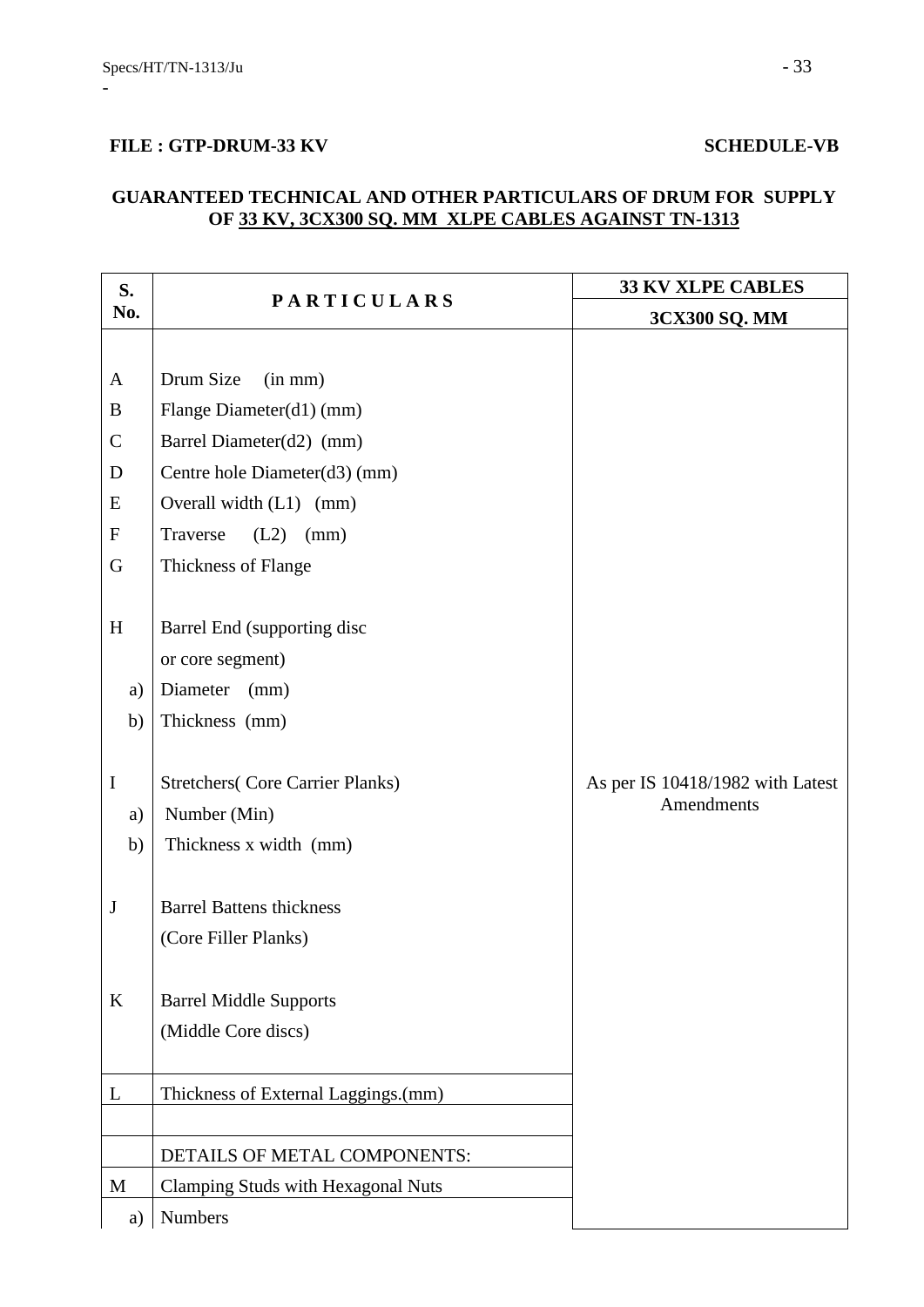**FILE : GTP-DRUM-33 KV** **SCHEDULE-VB**

**GUARANTEED TECHNICAL AND OTHER PARTICULARS OF DRUM FOR SUPPLY OF 33 KV, 3CX300 SQ. MM XLPE CABLES AGAINST TN-1313**

| S. No. | P A R T I C U L A R S | 33 KV XLPE CABLES |
|---|---|---|
| | | 3CX300 SQ. MM |
| A | Drum Size (in mm) | As per IS 10418/1982 with Latest Amendments |
| B | Flange Diameter(d1) (mm) | |
| C | Barrel Diameter(d2) (mm) | |
| D | Centre hole Diameter(d3) (mm) | |
| E | Overall width (L1) (mm) | |
| F | Traverse (L2) (mm) | |
| G | Thickness of Flange | |
| H | Barrel End (supporting disc or core segment) | |
| a) | Diameter (mm) | |
| b) | Thickness (mm) | |
| I | Stretchers( Core Carrier Planks) | |
| a) | Number (Min) | |
| b) | Thickness x width (mm) | |
| J | Barrel Battens thickness (Core Filler Planks) | |
| K | Barrel Middle Supports (Middle Core discs) | |
| L | Thickness of External Laggings.(mm) | |
| | | |
| | DETAILS OF METAL COMPONENTS: | |
| M | Clamping Studs with Hexagonal Nuts | |
| a) | Numbers | |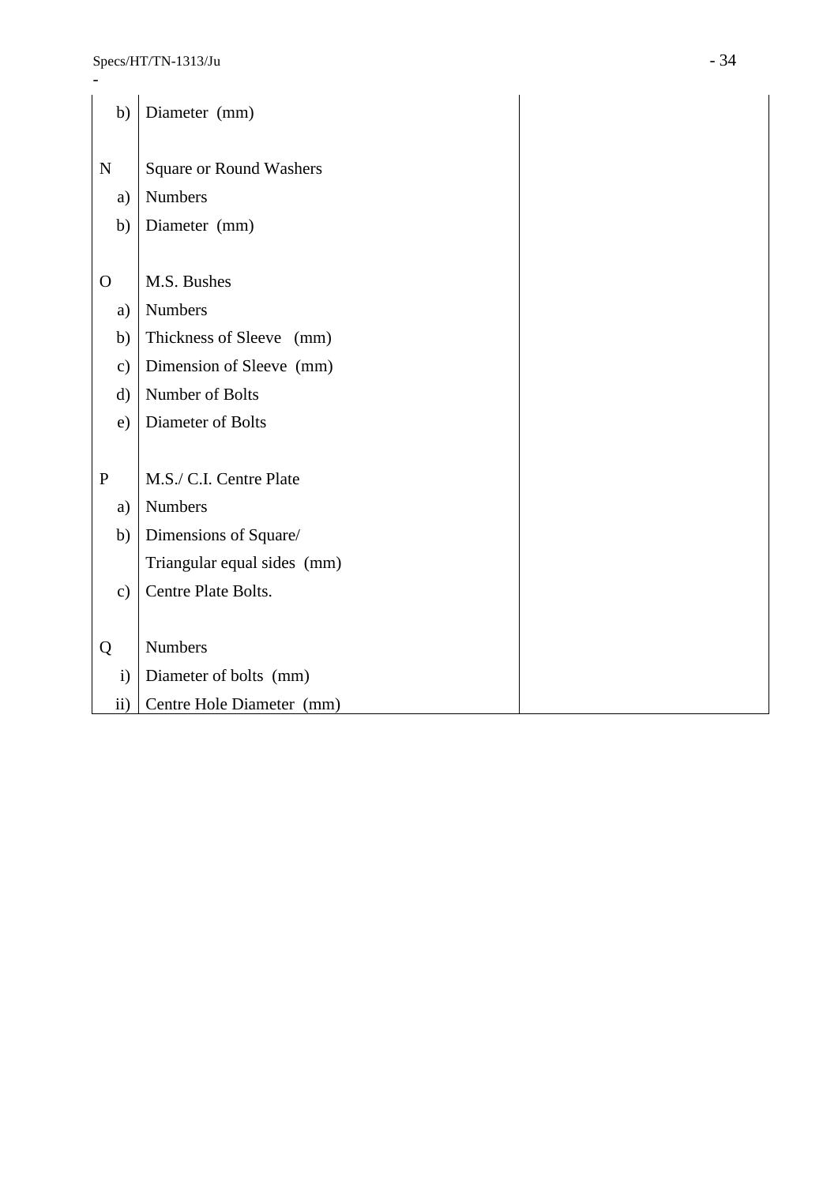| | | |
|---|---|---|
| b) | Diameter (mm) | |
| | | |
| N | Square or Round Washers | |
| a) | Numbers | |
| b) | Diameter (mm) | |
| | | |
| O | M.S. Bushes | |
| a) | Numbers | |
| b) | Thickness of Sleeve (mm) | |
| c) | Dimension of Sleeve (mm) | |
| d) | Number of Bolts | |
| e) | Diameter of Bolts | |
| | | |
| P | M.S./ C.I. Centre Plate | |
| a) | Numbers | |
| b) | Dimensions of Square/ Triangular equal sides (mm) | |
| c) | Centre Plate Bolts. | |
| | | |
| Q | Numbers | |
| i) | Diameter of bolts (mm) | |
| ii) | Centre Hole Diameter (mm) | |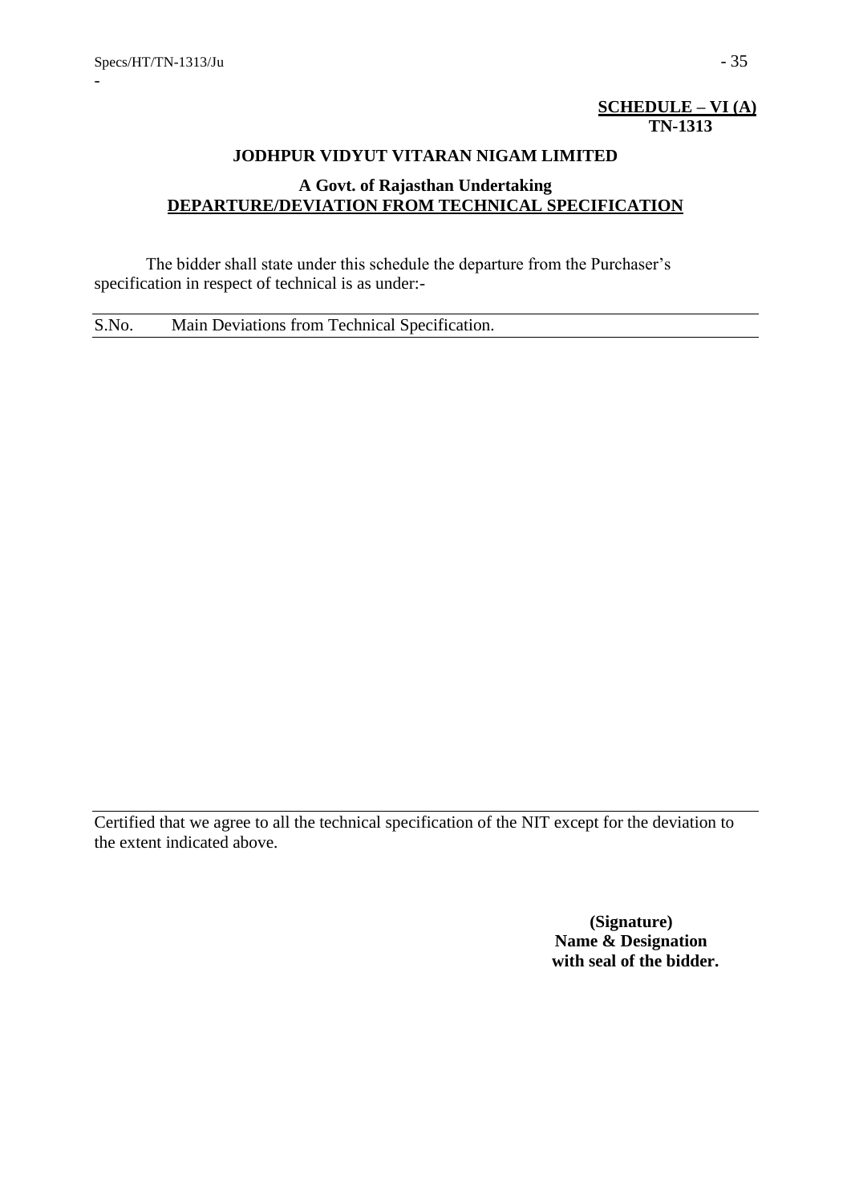**SCHEDULE – VI (A)**
**TN-1313**

**JODHPUR VIDYUT VITARAN NIGAM LIMITED**

**A Govt. of Rajasthan Undertaking**

**DEPARTURE/DEVIATION FROM TECHNICAL SPECIFICATION**

The bidder shall state under this schedule the departure from the Purchaser's specification in respect of technical is as under:-

| S.No. | Main Deviations from Technical Specification. |
|---|---|
| | |

Certified that we agree to all the technical specification of the NIT except for the deviation to the extent indicated above.

**(Signature)**
**Name & Designation**
**with seal of the bidder.**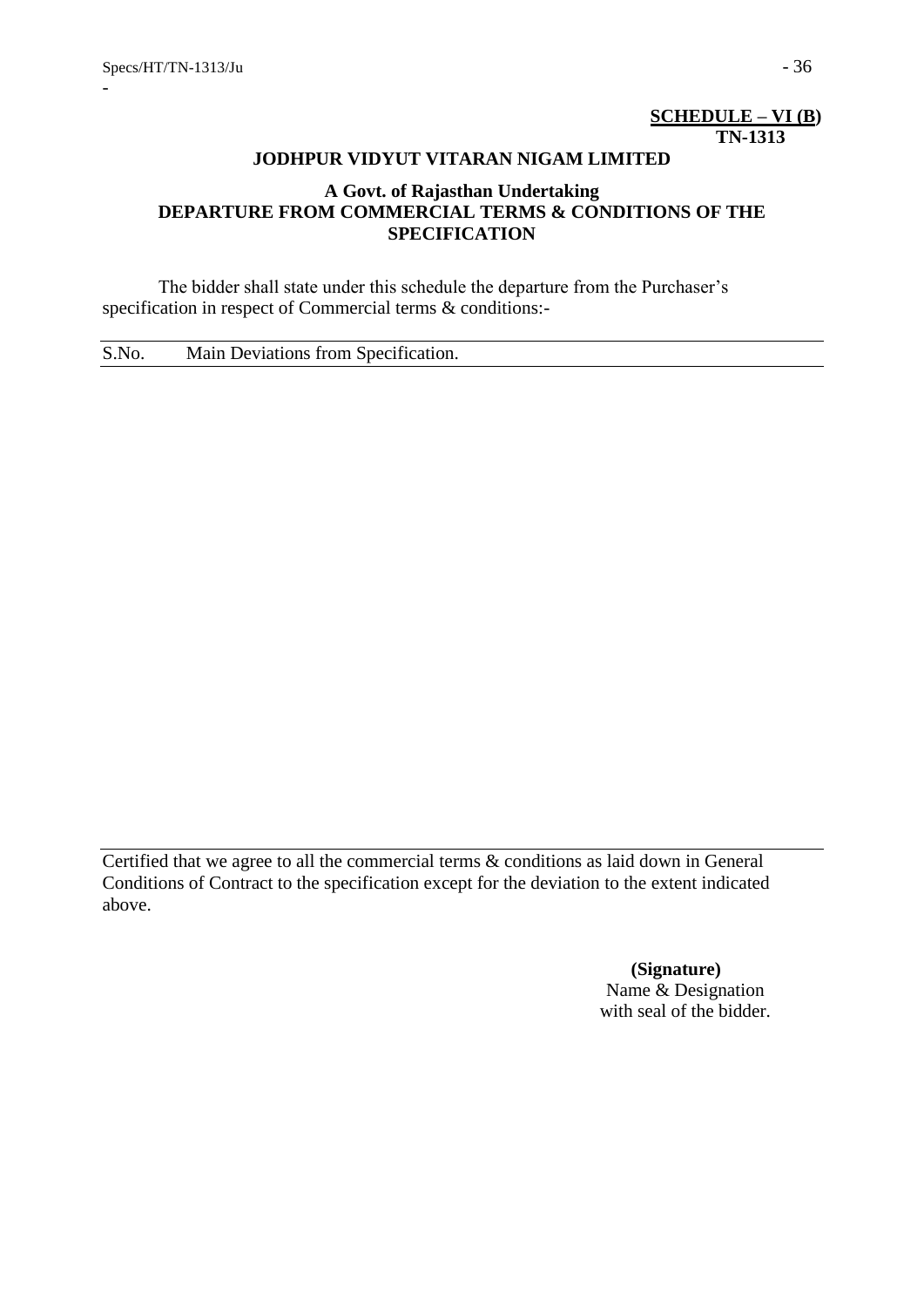**SCHEDULE – VI (B)**
**TN-1313**

**JODHPUR VIDYUT VITARAN NIGAM LIMITED**

**A Govt. of Rajasthan Undertaking**
**DEPARTURE FROM COMMERCIAL TERMS & CONDITIONS OF THE SPECIFICATION**

The bidder shall state under this schedule the departure from the Purchaser's specification in respect of Commercial terms & conditions:-

| S.No. | Main Deviations from Specification. |
|---|---|
| | |

Certified that we agree to all the commercial terms & conditions as laid down in General Conditions of Contract to the specification except for the deviation to the extent indicated above.

**(Signature)**
Name & Designation
with seal of the bidder.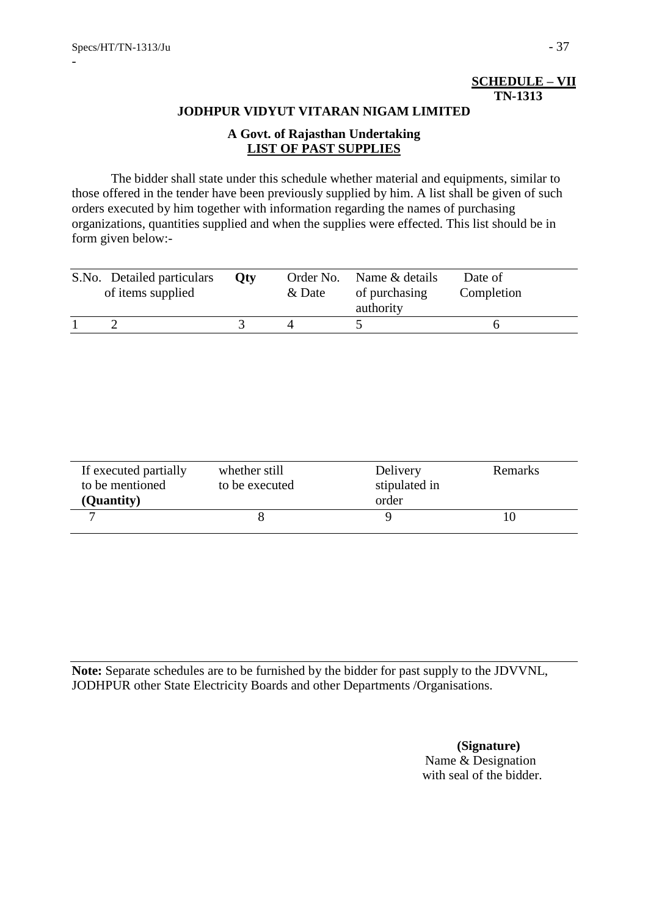**SCHEDULE – VII**
**TN-1313**

**JODHPUR VIDYUT VITARAN NIGAM LIMITED**

**A Govt. of Rajasthan Undertaking**
**LIST OF PAST SUPPLIES**

The bidder shall state under this schedule whether material and equipments, similar to those offered in the tender have been previously supplied by him. A list shall be given of such orders executed by him together with information regarding the names of purchasing organizations, quantities supplied and when the supplies were effected. This list should be in form given below:-

| S.No. | Detailed particulars of items supplied | **Qty** | Order No. & Date | Name & details of purchasing authority | Date of Completion |
|---|---|---|---|---|---|
| 1 | 2 | 3 | 4 | 5 | 6 |

| If executed partially to be mentioned **(Quantity)** | whether still to be executed | Delivery stipulated in order | Remarks |
|---|---|---|---|
| 7 | 8 | 9 | 10 |

**Note:** Separate schedules are to be furnished by the bidder for past supply to the JDVVNL, JODHPUR other State Electricity Boards and other Departments /Organisations.

**(Signature)**
Name & Designation
with seal of the bidder.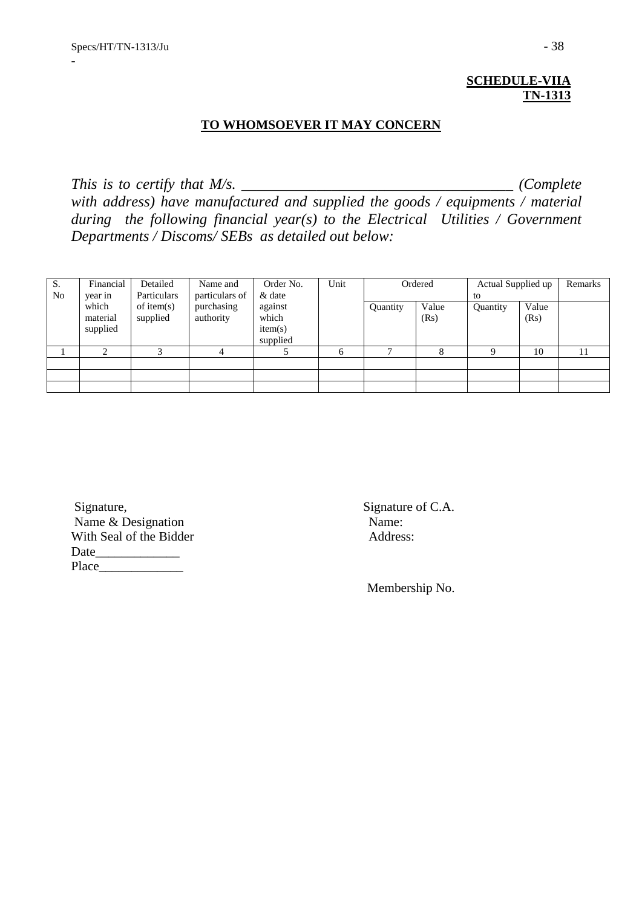**SCHEDULE-VIIA**
**TN-1313**

## TO WHOMSOEVER IT MAY CONCERN

*This is to certify that M/s. ___________________________________ (Complete with address) have manufactured and supplied the goods / equipments / material during the following financial year(s) to the Electrical Utilities / Government Departments / Discoms/ SEBs as detailed out below:*

| S. No | Financial year in which material supplied | Detailed Particulars of item(s) supplied | Name and particulars of purchasing authority | Order No. & date against which item(s) supplied | Unit | Ordered | | Actual Supplied up to | | Remarks |
|---|---|---|---|---|---|---|---|---|---|---|
| | | | | | | Quantity | Value (Rs) | Quantity | Value (Rs) | |
| 1 | 2 | 3 | 4 | 5 | 6 | 7 | 8 | 9 | 10 | 11 |
| | | | | | | | | | | |
| | | | | | | | | | | |
| | | | | | | | | | | |

Signature,
Name & Designation
With Seal of the Bidder
Date_____________
Place_____________

Signature of C.A.
Name:
Address:

Membership No.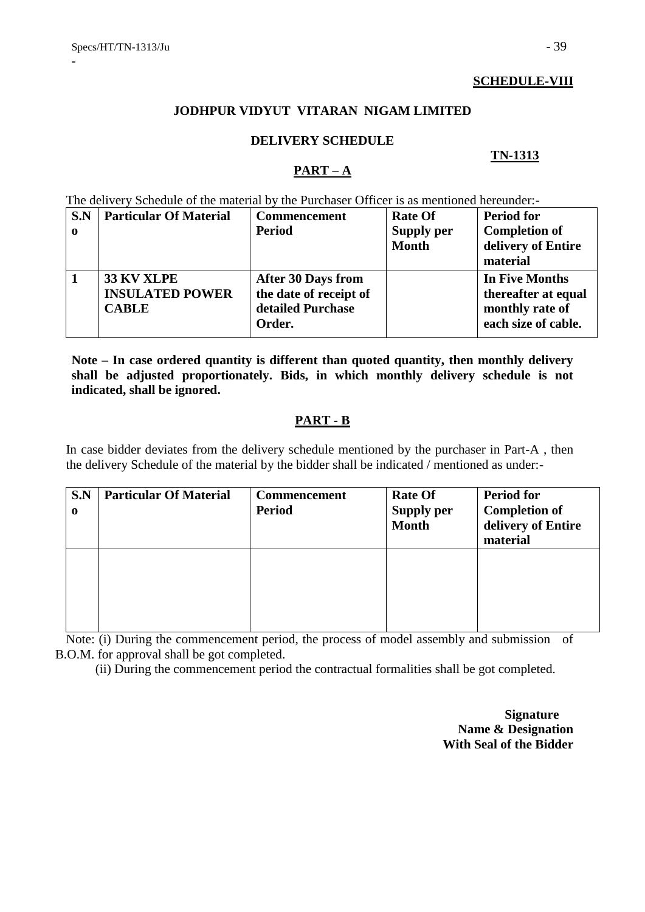**SCHEDULE-VIII**

**JODHPUR VIDYUT VITARAN NIGAM LIMITED**

**DELIVERY SCHEDULE**

**TN-1313**

## PART – A

The delivery Schedule of the material by the Purchaser Officer is as mentioned hereunder:-

| S.No | Particular Of Material | Commencement Period | Rate Of Supply per Month | Period for Completion of delivery of Entire material |
|---|---|---|---|---|
| **1** | **33 KV XLPE INSULATED POWER CABLE** | **After 30 Days from the date of receipt of detailed Purchase Order.** | | **In Five Months thereafter at equal monthly rate of each size of cable.** |

**Note – In case ordered quantity is different than quoted quantity, then monthly delivery shall be adjusted proportionately. Bids, in which monthly delivery schedule is not indicated, shall be ignored.**

## PART - B

In case bidder deviates from the delivery schedule mentioned by the purchaser in Part-A , then the delivery Schedule of the material by the bidder shall be indicated / mentioned as under:-

| S.No | Particular Of Material | Commencement Period | Rate Of Supply per Month | Period for Completion of delivery of Entire material |
|---|---|---|---|---|
| | | | | |

Note: (i) During the commencement period, the process of model assembly and submission of B.O.M. for approval shall be got completed.

(ii) During the commencement period the contractual formalities shall be got completed.

**Signature**
**Name & Designation**
**With Seal of the Bidder**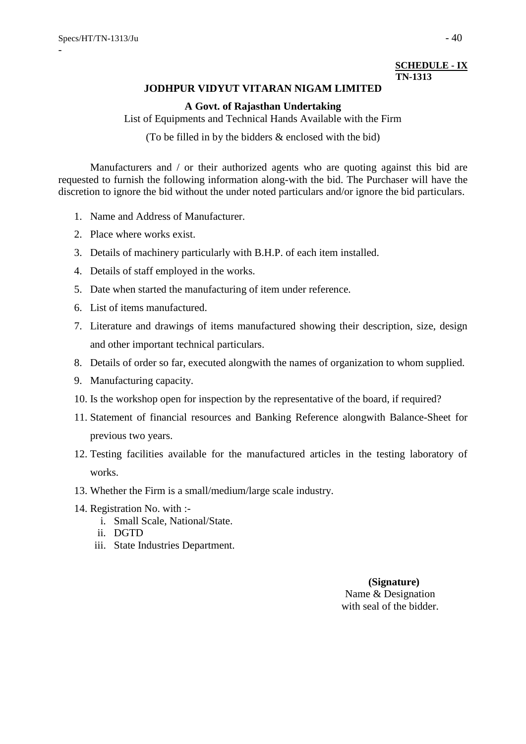**SCHEDULE - IX**
**TN-1313**

## JODHPUR VIDYUT VITARAN NIGAM LIMITED

### A Govt. of Rajasthan Undertaking

List of Equipments and Technical Hands Available with the Firm

(To be filled in by the bidders & enclosed with the bid)

Manufacturers and / or their authorized agents who are quoting against this bid are requested to furnish the following information along-with the bid. The Purchaser will have the discretion to ignore the bid without the under noted particulars and/or ignore the bid particulars.

1. Name and Address of Manufacturer.
2. Place where works exist.
3. Details of machinery particularly with B.H.P. of each item installed.
4. Details of staff employed in the works.
5. Date when started the manufacturing of item under reference.
6. List of items manufactured.
7. Literature and drawings of items manufactured showing their description, size, design and other important technical particulars.
8. Details of order so far, executed alongwith the names of organization to whom supplied.
9. Manufacturing capacity.
10. Is the workshop open for inspection by the representative of the board, if required?
11. Statement of financial resources and Banking Reference alongwith Balance-Sheet for previous two years.
12. Testing facilities available for the manufactured articles in the testing laboratory of works.
13. Whether the Firm is a small/medium/large scale industry.
14. Registration No. with :-
    1. Small Scale, National/State.
    2. DGTD
    3. State Industries Department.

**(Signature)**
Name & Designation
with seal of the bidder.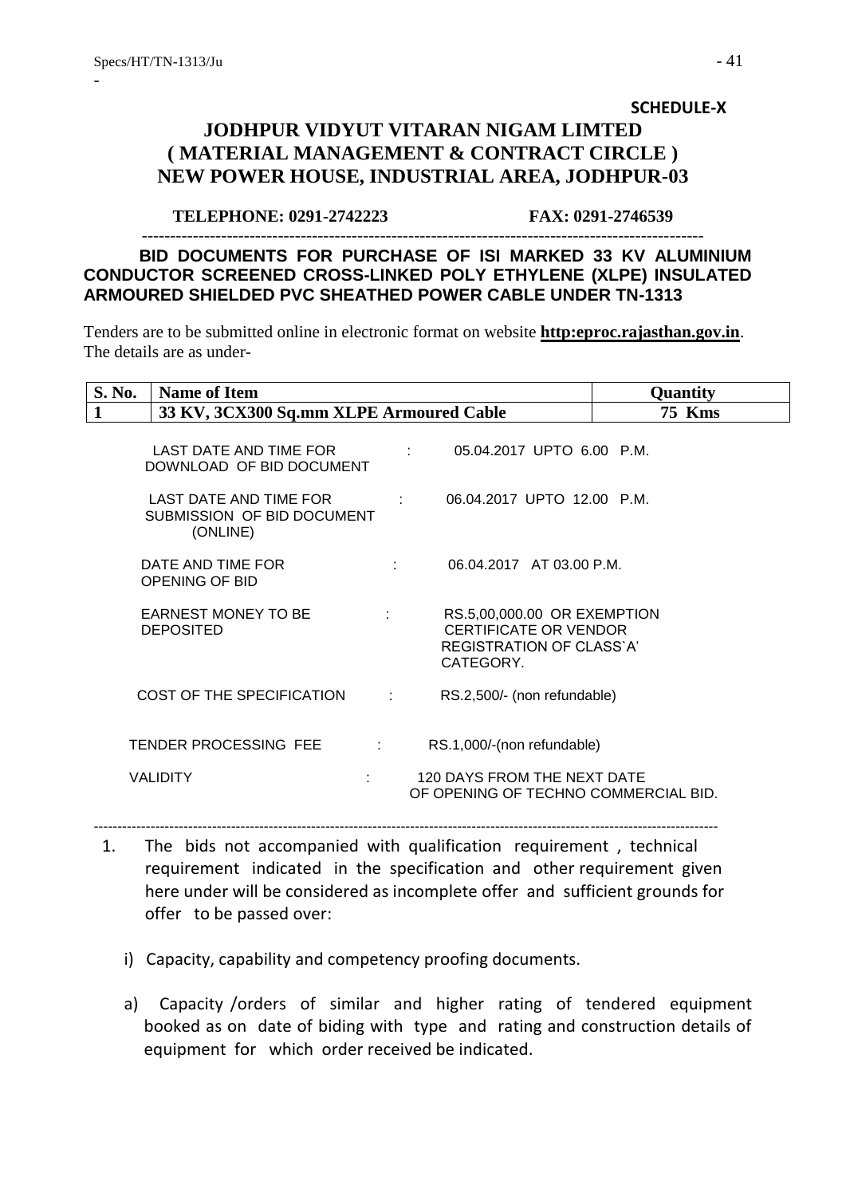**SCHEDULE-X**

# JODHPUR VIDYUT VITARAN NIGAM LIMTED
## ( MATERIAL MANAGEMENT & CONTRACT CIRCLE )
## NEW POWER HOUSE, INDUSTRIAL AREA, JODHPUR-03

**TELEPHONE: 0291-2742223** **FAX: 0291-2746539**

---

**BID DOCUMENTS FOR PURCHASE OF ISI MARKED 33 KV ALUMINIUM CONDUCTOR SCREENED CROSS-LINKED POLY ETHYLENE (XLPE) INSULATED ARMOURED SHIELDED PVC SHEATHED POWER CABLE UNDER TN-1313**

Tenders are to be submitted online in electronic format on website **http:eproc.rajasthan.gov.in**. The details are as under-

| S. No. | Name of Item | Quantity |
|---|---|---|
| 1 | 33 KV, 3CX300 Sq.mm XLPE Armoured Cable | 75 Kms |

| | | |
|---|---|---|
| LAST DATE AND TIME FOR DOWNLOAD OF BID DOCUMENT | : | 05.04.2017 UPTO 6.00 P.M. |
| LAST DATE AND TIME FOR SUBMISSION OF BID DOCUMENT (ONLINE) | : | 06.04.2017 UPTO 12.00 P.M. |
| DATE AND TIME FOR OPENING OF BID | : | 06.04.2017 AT 03.00 P.M. |
| EARNEST MONEY TO BE DEPOSITED | : | RS.5,00,000.00 OR EXEMPTION CERTIFICATE OR VENDOR REGISTRATION OF CLASS`A' CATEGORY. |
| COST OF THE SPECIFICATION | : | RS.2,500/- (non refundable) |
| TENDER PROCESSING FEE | : | RS.1,000/-(non refundable) |
| VALIDITY | : | 120 DAYS FROM THE NEXT DATE OF OPENING OF TECHNO COMMERCIAL BID. |

---

1. The bids not accompanied with qualification requirement , technical requirement indicated in the specification and other requirement given here under will be considered as incomplete offer and sufficient grounds for offer to be passed over:

   i) Capacity, capability and competency proofing documents.

   a) Capacity /orders of similar and higher rating of tendered equipment booked as on date of biding with type and rating and construction details of equipment for which order received be indicated.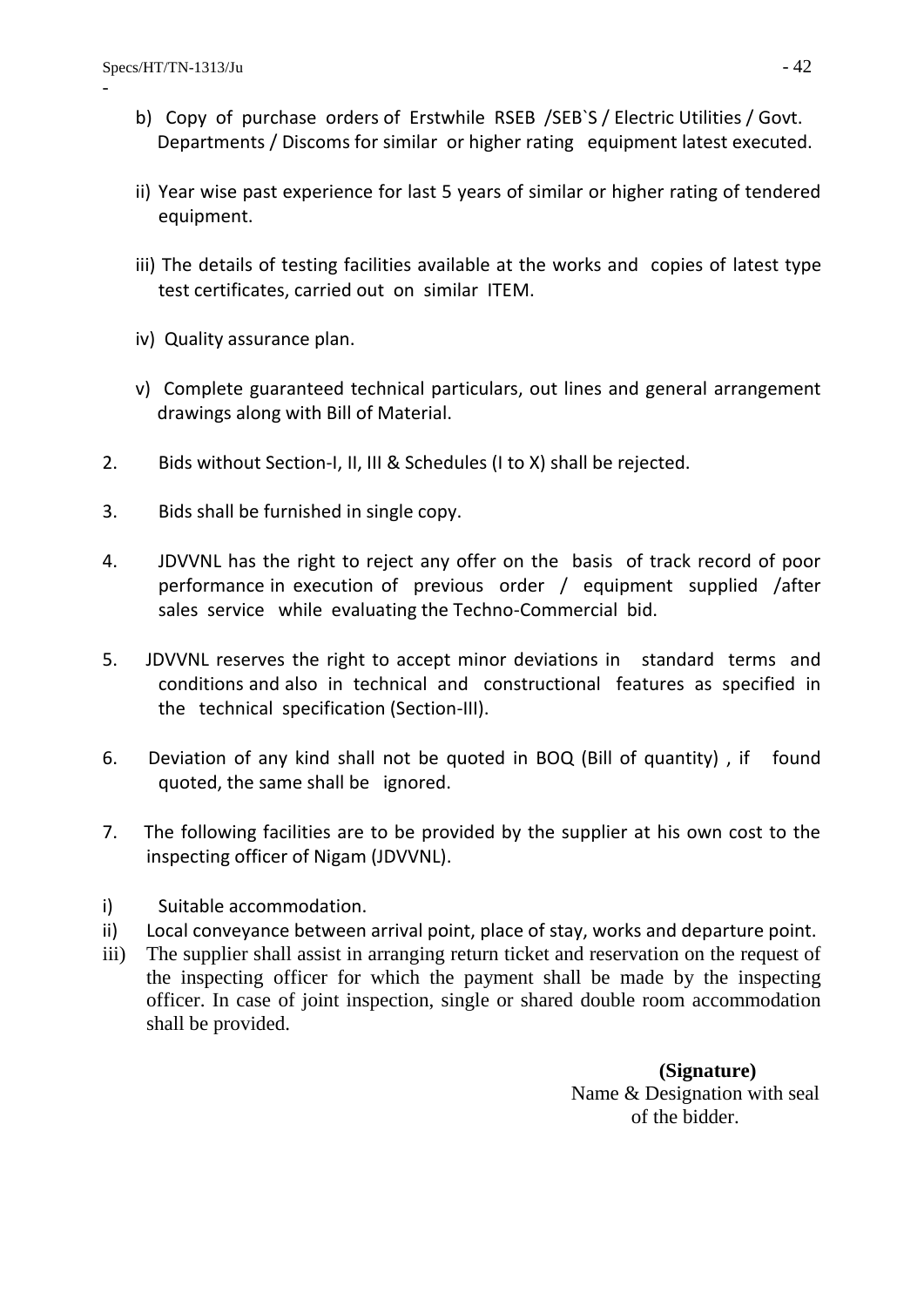b) Copy of purchase orders of Erstwhile RSEB /SEB`S / Electric Utilities / Govt. Departments / Discoms for similar or higher rating equipment latest executed.

ii) Year wise past experience for last 5 years of similar or higher rating of tendered equipment.

iii) The details of testing facilities available at the works and copies of latest type test certificates, carried out on similar ITEM.

iv) Quality assurance plan.

v) Complete guaranteed technical particulars, out lines and general arrangement drawings along with Bill of Material.

2. Bids without Section-I, II, III & Schedules (I to X) shall be rejected.

3. Bids shall be furnished in single copy.

4. JDVVNL has the right to reject any offer on the basis of track record of poor performance in execution of previous order / equipment supplied /after sales service while evaluating the Techno-Commercial bid.

5. JDVVNL reserves the right to accept minor deviations in standard terms and conditions and also in technical and constructional features as specified in the technical specification (Section-III).

6. Deviation of any kind shall not be quoted in BOQ (Bill of quantity) , if found quoted, the same shall be ignored.

7. The following facilities are to be provided by the supplier at his own cost to the inspecting officer of Nigam (JDVVNL).

i) Suitable accommodation.

ii) Local conveyance between arrival point, place of stay, works and departure point.

iii) The supplier shall assist in arranging return ticket and reservation on the request of the inspecting officer for which the payment shall be made by the inspecting officer. In case of joint inspection, single or shared double room accommodation shall be provided.

**(Signature)**
Name & Designation with seal of the bidder.